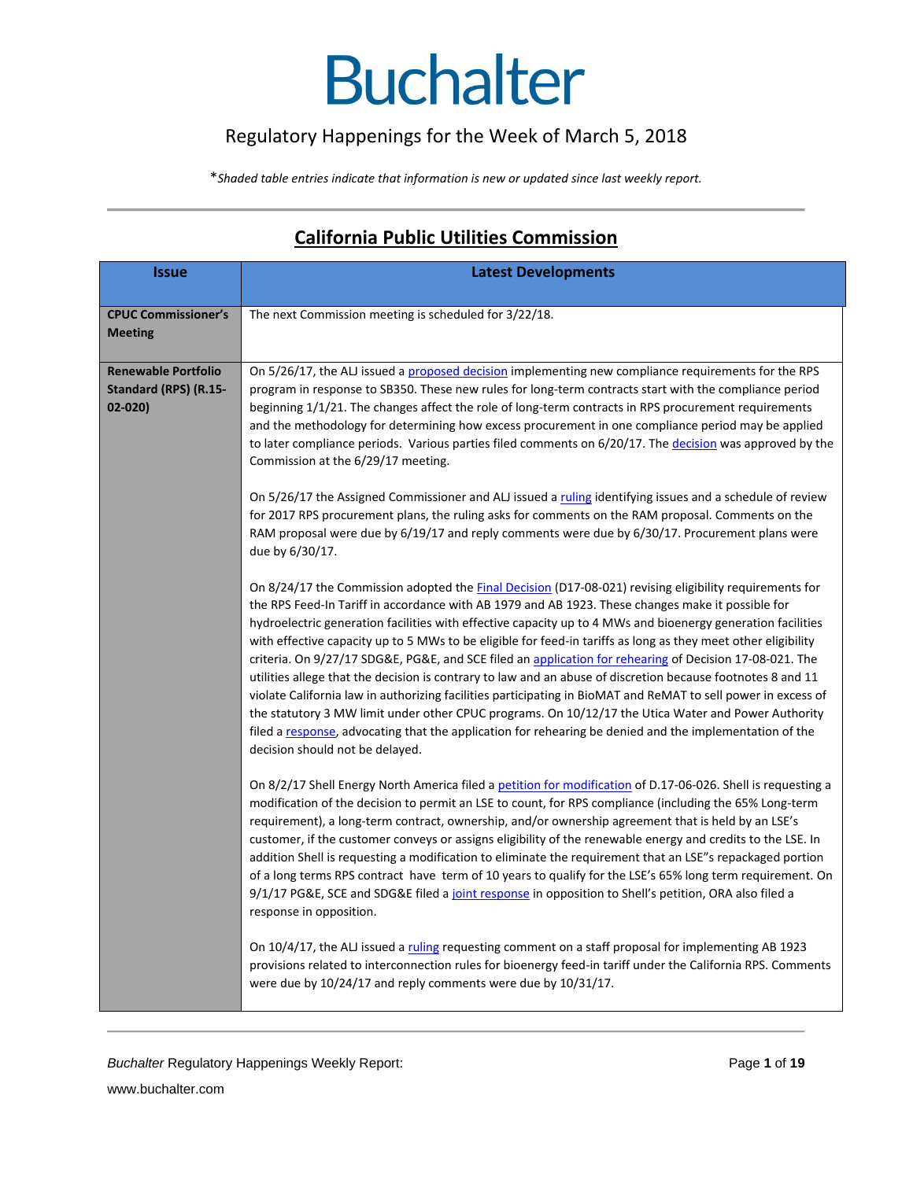# Buchalter

Regulatory Happenings for the Week of March 5, 2018

*\*Shaded table entries indicate that information is new or updated since last weekly report.*

## California Public Utilities Commission

| Issue | Latest Developments |
|---|---|
| **CPUC Commissioner's Meeting** | The next Commission meeting is scheduled for 3/22/18. |
| **Renewable Portfolio Standard (RPS) (R.15-02-020)** | On 5/26/17, the ALJ issued a proposed decision implementing new compliance requirements for the RPS program in response to SB350. These new rules for long-term contracts start with the compliance period beginning 1/1/21. The changes affect the role of long-term contracts in RPS procurement requirements and the methodology for determining how excess procurement in one compliance period may be applied to later compliance periods. Various parties filed comments on 6/20/17. The decision was approved by the Commission at the 6/29/17 meeting.<br><br>On 5/26/17 the Assigned Commissioner and ALJ issued a ruling identifying issues and a schedule of review for 2017 RPS procurement plans, the ruling asks for comments on the RAM proposal. Comments on the RAM proposal were due by 6/19/17 and reply comments were due by 6/30/17. Procurement plans were due by 6/30/17.<br><br>On 8/24/17 the Commission adopted the Final Decision (D17-08-021) revising eligibility requirements for the RPS Feed-In Tariff in accordance with AB 1979 and AB 1923. These changes make it possible for hydroelectric generation facilities with effective capacity up to 4 MWs and bioenergy generation facilities with effective capacity up to 5 MWs to be eligible for feed-in tariffs as long as they meet other eligibility criteria. On 9/27/17 SDG&E, PG&E, and SCE filed an application for rehearing of Decision 17-08-021. The utilities allege that the decision is contrary to law and an abuse of discretion because footnotes 8 and 11 violate California law in authorizing facilities participating in BioMAT and ReMAT to sell power in excess of the statutory 3 MW limit under other CPUC programs. On 10/12/17 the Utica Water and Power Authority filed a response, advocating that the application for rehearing be denied and the implementation of the decision should not be delayed.<br><br>On 8/2/17 Shell Energy North America filed a petition for modification of D.17-06-026. Shell is requesting a modification of the decision to permit an LSE to count, for RPS compliance (including the 65% Long-term requirement), a long-term contract, ownership, and/or ownership agreement that is held by an LSE's customer, if the customer conveys or assigns eligibility of the renewable energy and credits to the LSE. In addition Shell is requesting a modification to eliminate the requirement that an LSE"s repackaged portion of a long terms RPS contract have term of 10 years to qualify for the LSE's 65% long term requirement. On 9/1/17 PG&E, SCE and SDG&E filed a joint response in opposition to Shell's petition, ORA also filed a response in opposition.<br><br>On 10/4/17, the ALJ issued a ruling requesting comment on a staff proposal for implementing AB 1923 provisions related to interconnection rules for bioenergy feed-in tariff under the California RPS. Comments were due by 10/24/17 and reply comments were due by 10/31/17. |

*Buchalter* Regulatory Happenings Weekly Report:

www.buchalter.com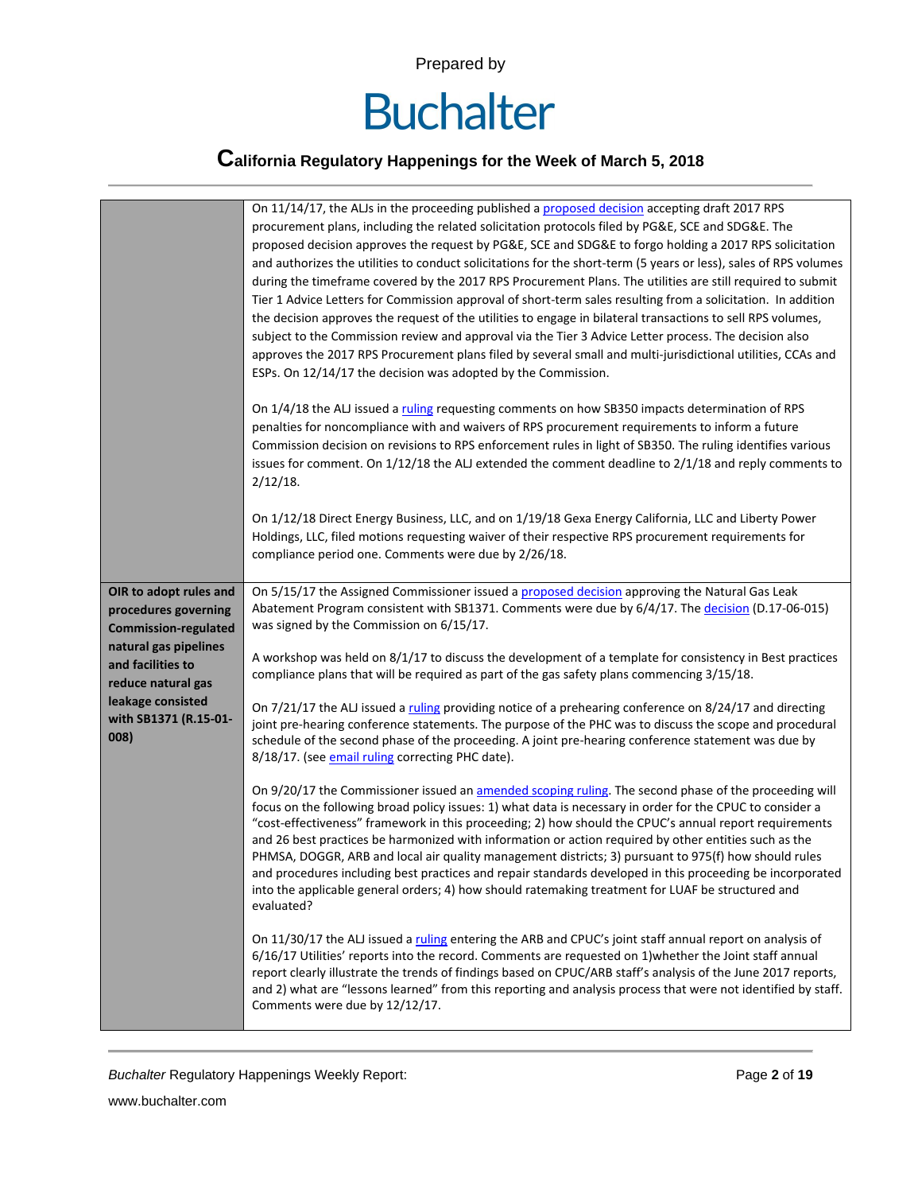| | |
|---|---|
| | On 11/14/17, the ALJs in the proceeding published a proposed decision accepting draft 2017 RPS procurement plans, including the related solicitation protocols filed by PG&E, SCE and SDG&E. The proposed decision approves the request by PG&E, SCE and SDG&E to forgo holding a 2017 RPS solicitation and authorizes the utilities to conduct solicitations for the short-term (5 years or less), sales of RPS volumes during the timeframe covered by the 2017 RPS Procurement Plans. The utilities are still required to submit Tier 1 Advice Letters for Commission approval of short-term sales resulting from a solicitation. In addition the decision approves the request of the utilities to engage in bilateral transactions to sell RPS volumes, subject to the Commission review and approval via the Tier 3 Advice Letter process. The decision also approves the 2017 RPS Procurement plans filed by several small and multi-jurisdictional utilities, CCAs and ESPs. On 12/14/17 the decision was adopted by the Commission.<br><br>On 1/4/18 the ALJ issued a ruling requesting comments on how SB350 impacts determination of RPS penalties for noncompliance with and waivers of RPS procurement requirements to inform a future Commission decision on revisions to RPS enforcement rules in light of SB350. The ruling identifies various issues for comment. On 1/12/18 the ALJ extended the comment deadline to 2/1/18 and reply comments to 2/12/18.<br><br>On 1/12/18 Direct Energy Business, LLC, and on 1/19/18 Gexa Energy California, LLC and Liberty Power Holdings, LLC, filed motions requesting waiver of their respective RPS procurement requirements for compliance period one. Comments were due by 2/26/18. |
| **OIR to adopt rules and procedures governing Commission-regulated natural gas pipelines and facilities to reduce natural gas leakage consisted with SB1371 (R.15-01-008)** | On 5/15/17 the Assigned Commissioner issued a proposed decision approving the Natural Gas Leak Abatement Program consistent with SB1371. Comments were due by 6/4/17. The decision (D.17-06-015) was signed by the Commission on 6/15/17.<br><br>A workshop was held on 8/1/17 to discuss the development of a template for consistency in Best practices compliance plans that will be required as part of the gas safety plans commencing 3/15/18.<br><br>On 7/21/17 the ALJ issued a ruling providing notice of a prehearing conference on 8/24/17 and directing joint pre-hearing conference statements. The purpose of the PHC was to discuss the scope and procedural schedule of the second phase of the proceeding. A joint pre-hearing conference statement was due by 8/18/17. (see email ruling correcting PHC date).<br><br>On 9/20/17 the Commissioner issued an amended scoping ruling. The second phase of the proceeding will focus on the following broad policy issues: 1) what data is necessary in order for the CPUC to consider a "cost-effectiveness" framework in this proceeding; 2) how should the CPUC's annual report requirements and 26 best practices be harmonized with information or action required by other entities such as the PHMSA, DOGGR, ARB and local air quality management districts; 3) pursuant to 975(f) how should rules and procedures including best practices and repair standards developed in this proceeding be incorporated into the applicable general orders; 4) how should ratemaking treatment for LUAF be structured and evaluated?<br><br>On 11/30/17 the ALJ issued a ruling entering the ARB and CPUC's joint staff annual report on analysis of 6/16/17 Utilities' reports into the record. Comments are requested on 1)whether the Joint staff annual report clearly illustrate the trends of findings based on CPUC/ARB staff's analysis of the June 2017 reports, and 2) what are "lessons learned" from this reporting and analysis process that were not identified by staff. Comments were due by 12/12/17. |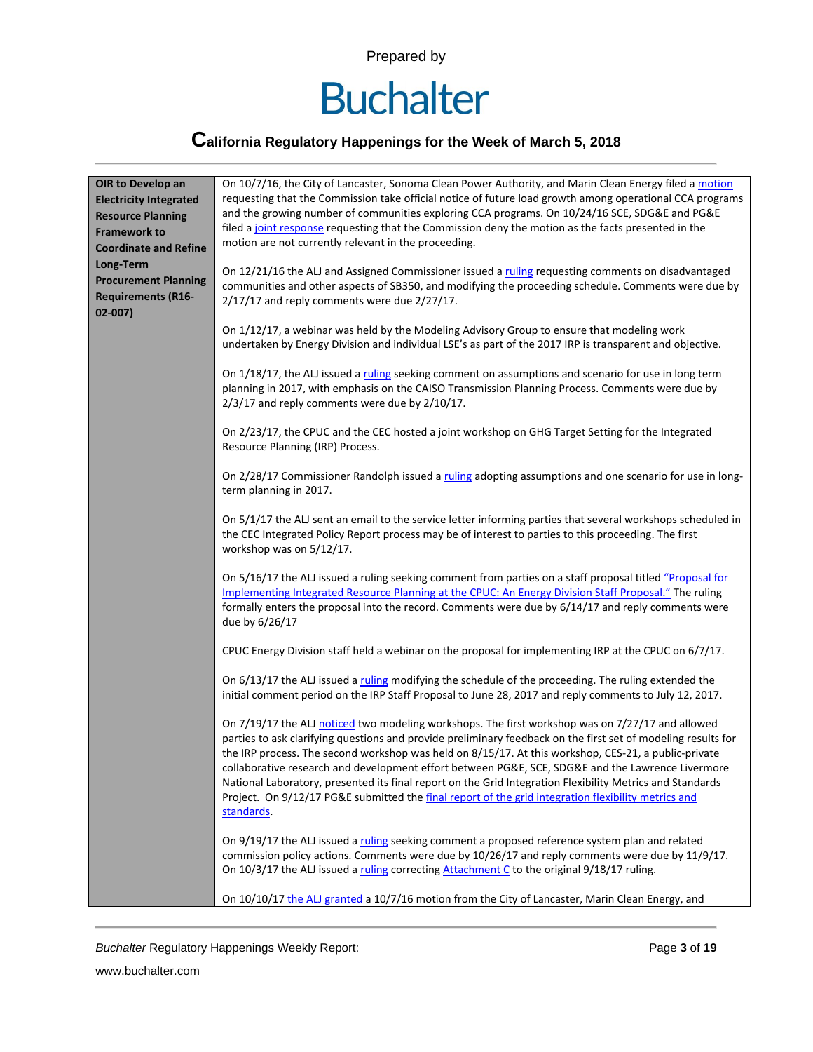| OIR to Develop an Electricity Integrated Resource Planning Framework to Coordinate and Refine Long-Term Procurement Planning Requirements (R16-02-007) | On 10/7/16, the City of Lancaster, Sonoma Clean Power Authority, and Marin Clean Energy filed a motion requesting that the Commission take official notice of future load growth among operational CCA programs and the growing number of communities exploring CCA programs. On 10/24/16 SCE, SDG&E and PG&E filed a joint response requesting that the Commission deny the motion as the facts presented in the motion are not currently relevant in the proceeding.<br><br>On 12/21/16 the ALJ and Assigned Commissioner issued a ruling requesting comments on disadvantaged communities and other aspects of SB350, and modifying the proceeding schedule. Comments were due by 2/17/17 and reply comments were due 2/27/17.<br><br>On 1/12/17, a webinar was held by the Modeling Advisory Group to ensure that modeling work undertaken by Energy Division and individual LSE's as part of the 2017 IRP is transparent and objective.<br><br>On 1/18/17, the ALJ issued a ruling seeking comment on assumptions and scenario for use in long term planning in 2017, with emphasis on the CAISO Transmission Planning Process. Comments were due by 2/3/17 and reply comments were due by 2/10/17.<br><br>On 2/23/17, the CPUC and the CEC hosted a joint workshop on GHG Target Setting for the Integrated Resource Planning (IRP) Process.<br><br>On 2/28/17 Commissioner Randolph issued a ruling adopting assumptions and one scenario for use in long-term planning in 2017.<br><br>On 5/1/17 the ALJ sent an email to the service letter informing parties that several workshops scheduled in the CEC Integrated Policy Report process may be of interest to parties to this proceeding. The first workshop was on 5/12/17.<br><br>On 5/16/17 the ALJ issued a ruling seeking comment from parties on a staff proposal titled "Proposal for Implementing Integrated Resource Planning at the CPUC: An Energy Division Staff Proposal." The ruling formally enters the proposal into the record. Comments were due by 6/14/17 and reply comments were due by 6/26/17<br><br>CPUC Energy Division staff held a webinar on the proposal for implementing IRP at the CPUC on 6/7/17.<br><br>On 6/13/17 the ALJ issued a ruling modifying the schedule of the proceeding. The ruling extended the initial comment period on the IRP Staff Proposal to June 28, 2017 and reply comments to July 12, 2017.<br><br>On 7/19/17 the ALJ noticed two modeling workshops. The first workshop was on 7/27/17 and allowed parties to ask clarifying questions and provide preliminary feedback on the first set of modeling results for the IRP process. The second workshop was held on 8/15/17. At this workshop, CES-21, a public-private collaborative research and development effort between PG&E, SCE, SDG&E and the Lawrence Livermore National Laboratory, presented its final report on the Grid Integration Flexibility Metrics and Standards Project. On 9/12/17 PG&E submitted the final report of the grid integration flexibility metrics and standards.<br><br>On 9/19/17 the ALJ issued a ruling seeking comment a proposed reference system plan and related commission policy actions. Comments were due by 10/26/17 and reply comments were due by 11/9/17. On 10/3/17 the ALJ issued a ruling correcting Attachment C to the original 9/18/17 ruling.<br><br>On 10/10/17 the ALJ granted a 10/7/16 motion from the City of Lancaster, Marin Clean Energy, and |
|---|---|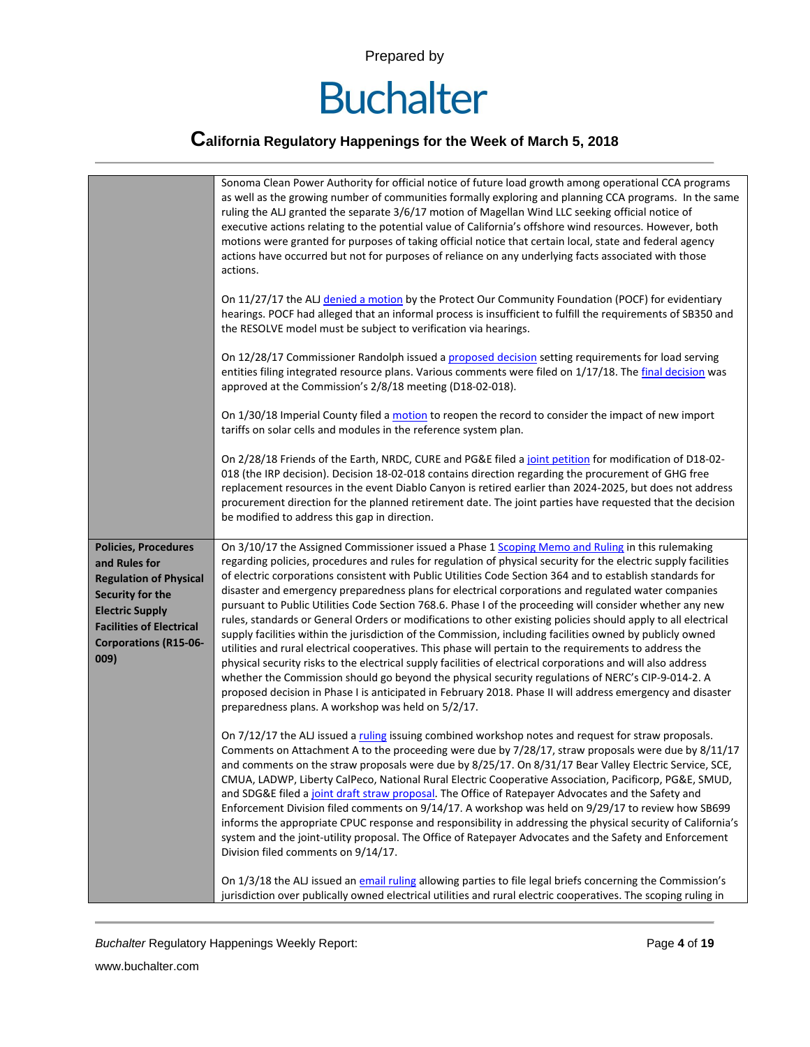| | |
|---|---|
| | Sonoma Clean Power Authority for official notice of future load growth among operational CCA programs as well as the growing number of communities formally exploring and planning CCA programs. In the same ruling the ALJ granted the separate 3/6/17 motion of Magellan Wind LLC seeking official notice of executive actions relating to the potential value of California's offshore wind resources. However, both motions were granted for purposes of taking official notice that certain local, state and federal agency actions have occurred but not for purposes of reliance on any underlying facts associated with those actions.<br><br>On 11/27/17 the ALJ denied a motion by the Protect Our Community Foundation (POCF) for evidentiary hearings. POCF had alleged that an informal process is insufficient to fulfill the requirements of SB350 and the RESOLVE model must be subject to verification via hearings.<br><br>On 12/28/17 Commissioner Randolph issued a proposed decision setting requirements for load serving entities filing integrated resource plans. Various comments were filed on 1/17/18. The final decision was approved at the Commission's 2/8/18 meeting (D18-02-018).<br><br>On 1/30/18 Imperial County filed a motion to reopen the record to consider the impact of new import tariffs on solar cells and modules in the reference system plan.<br><br>On 2/28/18 Friends of the Earth, NRDC, CURE and PG&E filed a joint petition for modification of D18-02-018 (the IRP decision). Decision 18-02-018 contains direction regarding the procurement of GHG free replacement resources in the event Diablo Canyon is retired earlier than 2024-2025, but does not address procurement direction for the planned retirement date. The joint parties have requested that the decision be modified to address this gap in direction. |
| **Policies, Procedures and Rules for Regulation of Physical Security for the Electric Supply Facilities of Electrical Corporations (R15-06-009)** | On 3/10/17 the Assigned Commissioner issued a Phase 1 Scoping Memo and Ruling in this rulemaking regarding policies, procedures and rules for regulation of physical security for the electric supply facilities of electric corporations consistent with Public Utilities Code Section 364 and to establish standards for disaster and emergency preparedness plans for electrical corporations and regulated water companies pursuant to Public Utilities Code Section 768.6. Phase I of the proceeding will consider whether any new rules, standards or General Orders or modifications to other existing policies should apply to all electrical supply facilities within the jurisdiction of the Commission, including facilities owned by publicly owned utilities and rural electrical cooperatives. This phase will pertain to the requirements to address the physical security risks to the electrical supply facilities of electrical corporations and will also address whether the Commission should go beyond the physical security regulations of NERC's CIP-9-014-2. A proposed decision in Phase I is anticipated in February 2018. Phase II will address emergency and disaster preparedness plans. A workshop was held on 5/2/17.<br><br>On 7/12/17 the ALJ issued a ruling issuing combined workshop notes and request for straw proposals. Comments on Attachment A to the proceeding were due by 7/28/17, straw proposals were due by 8/11/17 and comments on the straw proposals were due by 8/25/17. On 8/31/17 Bear Valley Electric Service, SCE, CMUA, LADWP, Liberty CalPeco, National Rural Electric Cooperative Association, Pacificorp, PG&E, SMUD, and SDG&E filed a joint draft straw proposal. The Office of Ratepayer Advocates and the Safety and Enforcement Division filed comments on 9/14/17. A workshop was held on 9/29/17 to review how SB699 informs the appropriate CPUC response and responsibility in addressing the physical security of California's system and the joint-utility proposal. The Office of Ratepayer Advocates and the Safety and Enforcement Division filed comments on 9/14/17.<br><br>On 1/3/18 the ALJ issued an email ruling allowing parties to file legal briefs concerning the Commission's jurisdiction over publically owned electrical utilities and rural electric cooperatives. The scoping ruling in |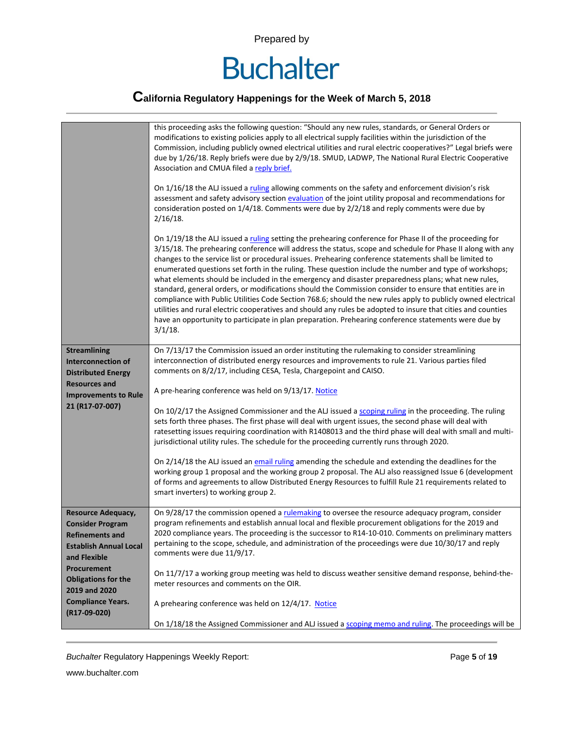| | |
|---|---|
| | this proceeding asks the following question: "Should any new rules, standards, or General Orders or modifications to existing policies apply to all electrical supply facilities within the jurisdiction of the Commission, including publicly owned electrical utilities and rural electric cooperatives?" Legal briefs were due by 1/26/18. Reply briefs were due by 2/9/18. SMUD, LADWP, The National Rural Electric Cooperative Association and CMUA filed a reply brief.<br><br>On 1/16/18 the ALJ issued a ruling allowing comments on the safety and enforcement division's risk assessment and safety advisory section evaluation of the joint utility proposal and recommendations for consideration posted on 1/4/18. Comments were due by 2/2/18 and reply comments were due by 2/16/18.<br><br>On 1/19/18 the ALJ issued a ruling setting the prehearing conference for Phase II of the proceeding for 3/15/18. The prehearing conference will address the status, scope and schedule for Phase II along with any changes to the service list or procedural issues. Prehearing conference statements shall be limited to enumerated questions set forth in the ruling. These question include the number and type of workshops; what elements should be included in the emergency and disaster preparedness plans; what new rules, standard, general orders, or modifications should the Commission consider to ensure that entities are in compliance with Public Utilities Code Section 768.6; should the new rules apply to publicly owned electrical utilities and rural electric cooperatives and should any rules be adopted to insure that cities and counties have an opportunity to participate in plan preparation. Prehearing conference statements were due by 3/1/18. |
| **Streamlining Interconnection of Distributed Energy Resources and Improvements to Rule 21 (R17-07-007)** | On 7/13/17 the Commission issued an order instituting the rulemaking to consider streamlining interconnection of distributed energy resources and improvements to rule 21. Various parties filed comments on 8/2/17, including CESA, Tesla, Chargepoint and CAISO.<br><br>A pre-hearing conference was held on 9/13/17. Notice<br><br>On 10/2/17 the Assigned Commissioner and the ALJ issued a scoping ruling in the proceeding. The ruling sets forth three phases. The first phase will deal with urgent issues, the second phase will deal with ratesetting issues requiring coordination with R1408013 and the third phase will deal with small and multi-jurisdictional utility rules. The schedule for the proceeding currently runs through 2020.<br><br>On 2/14/18 the ALJ issued an email ruling amending the schedule and extending the deadlines for the working group 1 proposal and the working group 2 proposal. The ALJ also reassigned Issue 6 (development of forms and agreements to allow Distributed Energy Resources to fulfill Rule 21 requirements related to smart inverters) to working group 2. |
| **Resource Adequacy, Consider Program Refinements and Establish Annual Local and Flexible Procurement Obligations for the 2019 and 2020 Compliance Years. (R17-09-020)** | On 9/28/17 the commission opened a rulemaking to oversee the resource adequacy program, consider program refinements and establish annual local and flexible procurement obligations for the 2019 and 2020 compliance years. The proceeding is the successor to R14-10-010. Comments on preliminary matters pertaining to the scope, schedule, and administration of the proceedings were due 10/30/17 and reply comments were due 11/9/17.<br><br>On 11/7/17 a working group meeting was held to discuss weather sensitive demand response, behind-the-meter resources and comments on the OIR.<br><br>A prehearing conference was held on 12/4/17. Notice<br><br>On 1/18/18 the Assigned Commissioner and ALJ issued a scoping memo and ruling. The proceedings will be |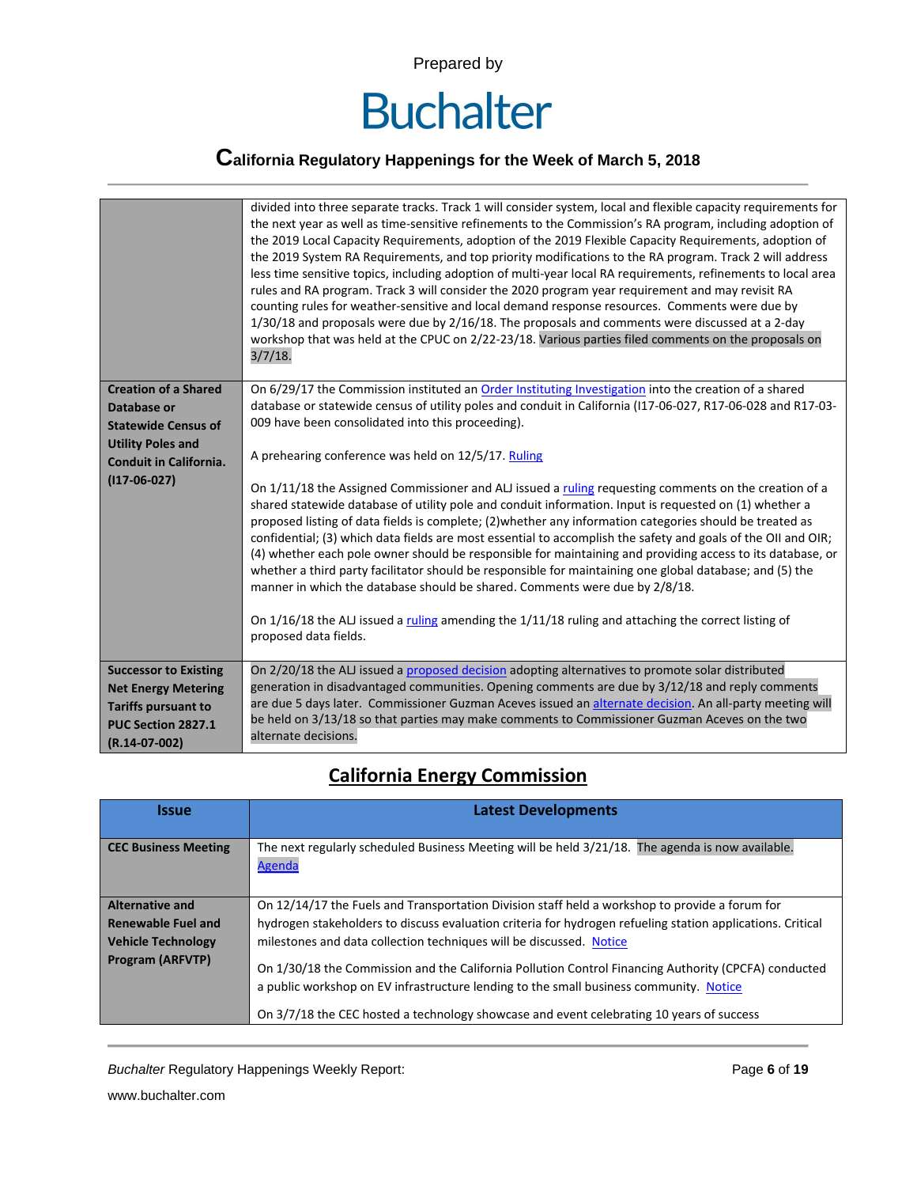| | |
|---|---|
| | divided into three separate tracks. Track 1 will consider system, local and flexible capacity requirements for the next year as well as time-sensitive refinements to the Commission's RA program, including adoption of the 2019 Local Capacity Requirements, adoption of the 2019 Flexible Capacity Requirements, adoption of the 2019 System RA Requirements, and top priority modifications to the RA program. Track 2 will address less time sensitive topics, including adoption of multi-year local RA requirements, refinements to local area rules and RA program. Track 3 will consider the 2020 program year requirement and may revisit RA counting rules for weather-sensitive and local demand response resources. Comments were due by 1/30/18 and proposals were due by 2/16/18. The proposals and comments were discussed at a 2-day workshop that was held at the CPUC on 2/22-23/18. Various parties filed comments on the proposals on 3/7/18. |
| **Creation of a Shared Database or Statewide Census of Utility Poles and Conduit in California. (I17-06-027)** | On 6/29/17 the Commission instituted an Order Instituting Investigation into the creation of a shared database or statewide census of utility poles and conduit in California (I17-06-027, R17-06-028 and R17-03-009 have been consolidated into this proceeding).<br><br>A prehearing conference was held on 12/5/17. Ruling<br><br>On 1/11/18 the Assigned Commissioner and ALJ issued a ruling requesting comments on the creation of a shared statewide database of utility pole and conduit information. Input is requested on (1) whether a proposed listing of data fields is complete; (2)whether any information categories should be treated as confidential; (3) which data fields are most essential to accomplish the safety and goals of the OII and OIR; (4) whether each pole owner should be responsible for maintaining and providing access to its database, or whether a third party facilitator should be responsible for maintaining one global database; and (5) the manner in which the database should be shared. Comments were due by 2/8/18.<br><br>On 1/16/18 the ALJ issued a ruling amending the 1/11/18 ruling and attaching the correct listing of proposed data fields. |
| **Successor to Existing Net Energy Metering Tariffs pursuant to PUC Section 2827.1 (R.14-07-002)** | On 2/20/18 the ALJ issued a proposed decision adopting alternatives to promote solar distributed generation in disadvantaged communities. Opening comments are due by 3/12/18 and reply comments are due 5 days later. Commissioner Guzman Aceves issued an alternate decision. An all-party meeting will be held on 3/13/18 so that parties may make comments to Commissioner Guzman Aceves on the two alternate decisions. |

## California Energy Commission

| Issue | Latest Developments |
|---|---|
| **CEC Business Meeting** | The next regularly scheduled Business Meeting will be held 3/21/18. The agenda is now available. Agenda |
| **Alternative and Renewable Fuel and Vehicle Technology Program (ARFVTP)** | On 12/14/17 the Fuels and Transportation Division staff held a workshop to provide a forum for hydrogen stakeholders to discuss evaluation criteria for hydrogen refueling station applications. Critical milestones and data collection techniques will be discussed. Notice<br><br>On 1/30/18 the Commission and the California Pollution Control Financing Authority (CPCFA) conducted a public workshop on EV infrastructure lending to the small business community. Notice<br><br>On 3/7/18 the CEC hosted a technology showcase and event celebrating 10 years of success |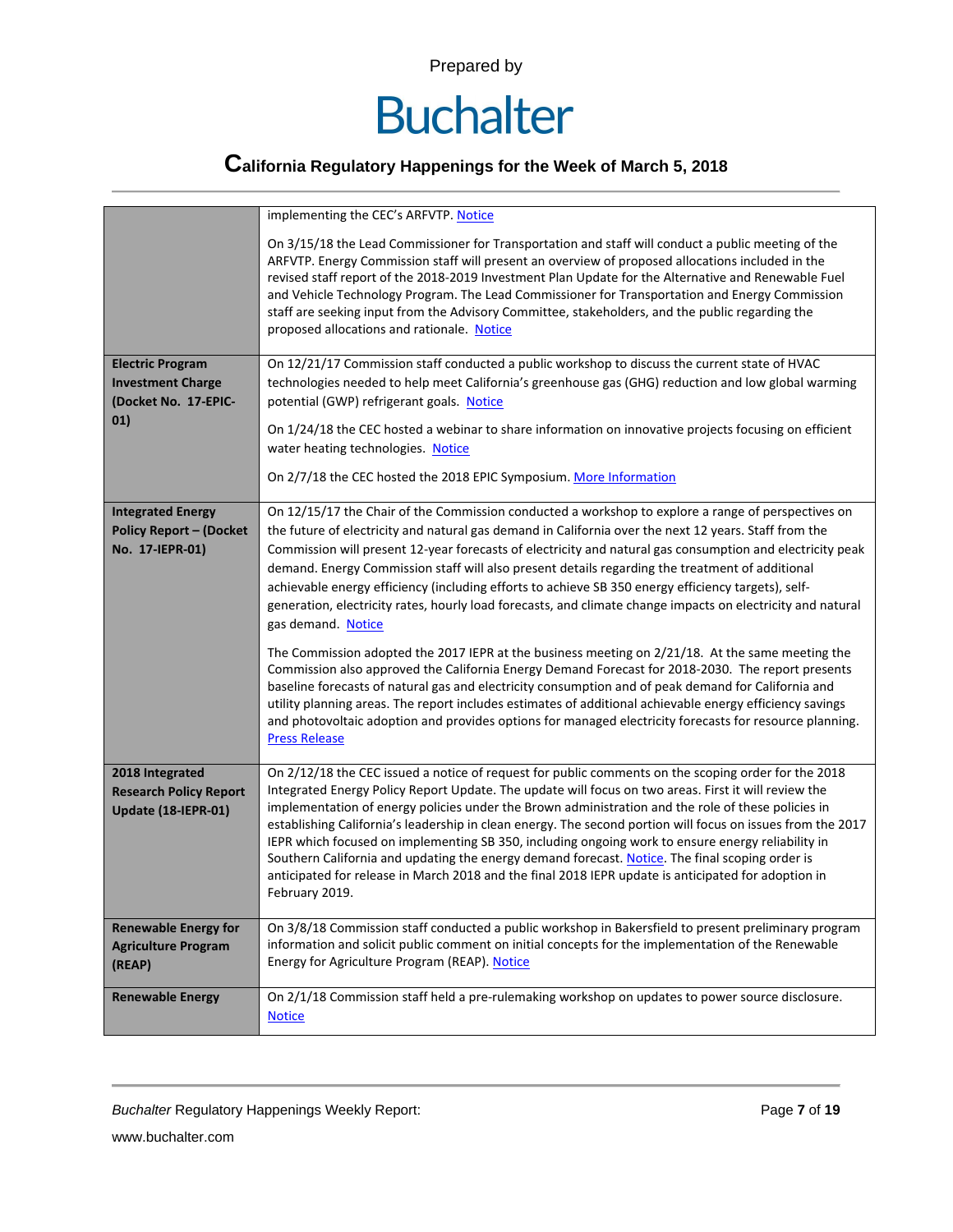| | |
|---|---|
| | implementing the CEC's ARFVTP. Notice<br><br>On 3/15/18 the Lead Commissioner for Transportation and staff will conduct a public meeting of the ARFVTP. Energy Commission staff will present an overview of proposed allocations included in the revised staff report of the 2018-2019 Investment Plan Update for the Alternative and Renewable Fuel and Vehicle Technology Program. The Lead Commissioner for Transportation and Energy Commission staff are seeking input from the Advisory Committee, stakeholders, and the public regarding the proposed allocations and rationale. Notice |
| **Electric Program Investment Charge (Docket No. 17-EPIC-01)** | On 12/21/17 Commission staff conducted a public workshop to discuss the current state of HVAC technologies needed to help meet California's greenhouse gas (GHG) reduction and low global warming potential (GWP) refrigerant goals. Notice<br><br>On 1/24/18 the CEC hosted a webinar to share information on innovative projects focusing on efficient water heating technologies. Notice<br><br>On 2/7/18 the CEC hosted the 2018 EPIC Symposium. More Information |
| **Integrated Energy Policy Report – (Docket No. 17-IEPR-01)** | On 12/15/17 the Chair of the Commission conducted a workshop to explore a range of perspectives on the future of electricity and natural gas demand in California over the next 12 years. Staff from the Commission will present 12-year forecasts of electricity and natural gas consumption and electricity peak demand. Energy Commission staff will also present details regarding the treatment of additional achievable energy efficiency (including efforts to achieve SB 350 energy efficiency targets), self-generation, electricity rates, hourly load forecasts, and climate change impacts on electricity and natural gas demand. Notice<br><br>The Commission adopted the 2017 IEPR at the business meeting on 2/21/18. At the same meeting the Commission also approved the California Energy Demand Forecast for 2018-2030. The report presents baseline forecasts of natural gas and electricity consumption and of peak demand for California and utility planning areas. The report includes estimates of additional achievable energy efficiency savings and photovoltaic adoption and provides options for managed electricity forecasts for resource planning. Press Release |
| **2018 Integrated Research Policy Report Update (18-IEPR-01)** | On 2/12/18 the CEC issued a notice of request for public comments on the scoping order for the 2018 Integrated Energy Policy Report Update. The update will focus on two areas. First it will review the implementation of energy policies under the Brown administration and the role of these policies in establishing California's leadership in clean energy. The second portion will focus on issues from the 2017 IEPR which focused on implementing SB 350, including ongoing work to ensure energy reliability in Southern California and updating the energy demand forecast. Notice. The final scoping order is anticipated for release in March 2018 and the final 2018 IEPR update is anticipated for adoption in February 2019. |
| **Renewable Energy for Agriculture Program (REAP)** | On 3/8/18 Commission staff conducted a public workshop in Bakersfield to present preliminary program information and solicit public comment on initial concepts for the implementation of the Renewable Energy for Agriculture Program (REAP). Notice |
| **Renewable Energy** | On 2/1/18 Commission staff held a pre-rulemaking workshop on updates to power source disclosure. Notice |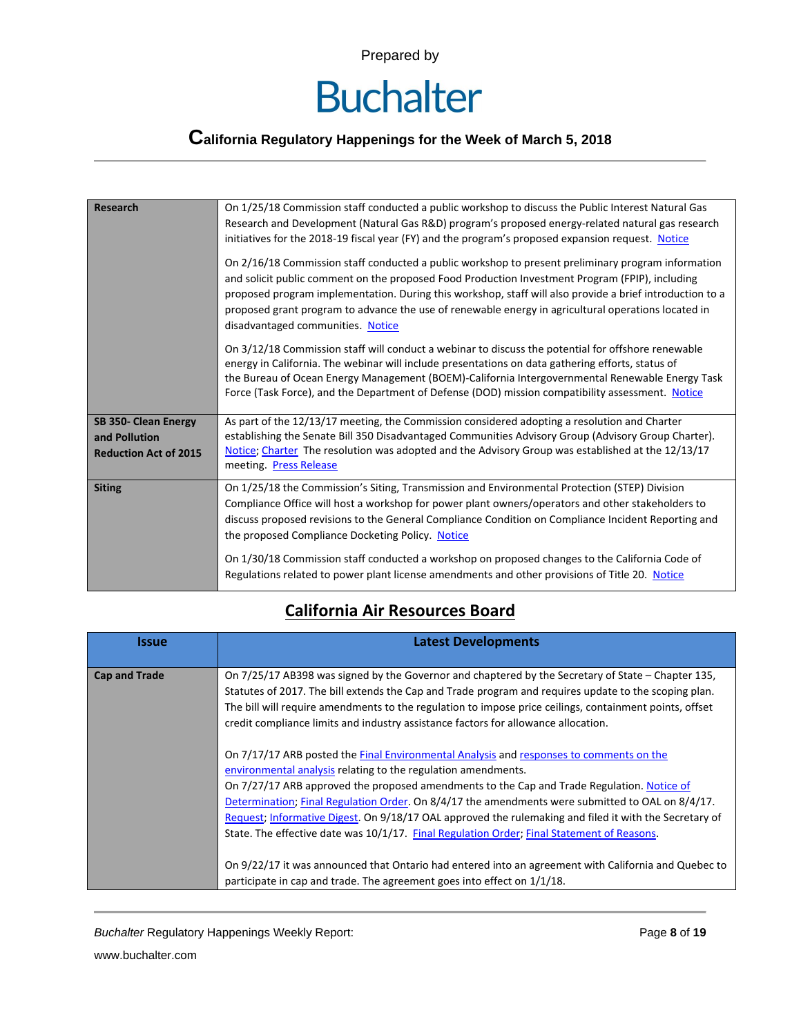Prepared by

# Buchalter

## California Regulatory Happenings for the Week of March 5, 2018

| | |
|---|---|
| **Research** | On 1/25/18 Commission staff conducted a public workshop to discuss the Public Interest Natural Gas Research and Development (Natural Gas R&D) program's proposed energy-related natural gas research initiatives for the 2018-19 fiscal year (FY) and the program's proposed expansion request. Notice<br><br>On 2/16/18 Commission staff conducted a public workshop to present preliminary program information and solicit public comment on the proposed Food Production Investment Program (FPIP), including proposed program implementation. During this workshop, staff will also provide a brief introduction to a proposed grant program to advance the use of renewable energy in agricultural operations located in disadvantaged communities. Notice<br><br>On 3/12/18 Commission staff will conduct a webinar to discuss the potential for offshore renewable energy in California. The webinar will include presentations on data gathering efforts, status of the Bureau of Ocean Energy Management (BOEM)-California Intergovernmental Renewable Energy Task Force (Task Force), and the Department of Defense (DOD) mission compatibility assessment. Notice |
| **SB 350- Clean Energy and Pollution Reduction Act of 2015** | As part of the 12/13/17 meeting, the Commission considered adopting a resolution and Charter establishing the Senate Bill 350 Disadvantaged Communities Advisory Group (Advisory Group Charter). Notice; Charter The resolution was adopted and the Advisory Group was established at the 12/13/17 meeting. Press Release |
| **Siting** | On 1/25/18 the Commission's Siting, Transmission and Environmental Protection (STEP) Division Compliance Office will host a workshop for power plant owners/operators and other stakeholders to discuss proposed revisions to the General Compliance Condition on Compliance Incident Reporting and the proposed Compliance Docketing Policy. Notice<br><br>On 1/30/18 Commission staff conducted a workshop on proposed changes to the California Code of Regulations related to power plant license amendments and other provisions of Title 20. Notice |

## California Air Resources Board

| Issue | Latest Developments |
|---|---|
| **Cap and Trade** | On 7/25/17 AB398 was signed by the Governor and chaptered by the Secretary of State – Chapter 135, Statutes of 2017. The bill extends the Cap and Trade program and requires update to the scoping plan. The bill will require amendments to the regulation to impose price ceilings, containment points, offset credit compliance limits and industry assistance factors for allowance allocation.<br><br>On 7/17/17 ARB posted the Final Environmental Analysis and responses to comments on the environmental analysis relating to the regulation amendments.<br>On 7/27/17 ARB approved the proposed amendments to the Cap and Trade Regulation. Notice of Determination; Final Regulation Order. On 8/4/17 the amendments were submitted to OAL on 8/4/17. Request; Informative Digest. On 9/18/17 OAL approved the rulemaking and filed it with the Secretary of State. The effective date was 10/1/17. Final Regulation Order; Final Statement of Reasons.<br><br>On 9/22/17 it was announced that Ontario had entered into an agreement with California and Quebec to participate in cap and trade. The agreement goes into effect on 1/1/18. |

*Buchalter* Regulatory Happenings Weekly Report:

www.buchalter.com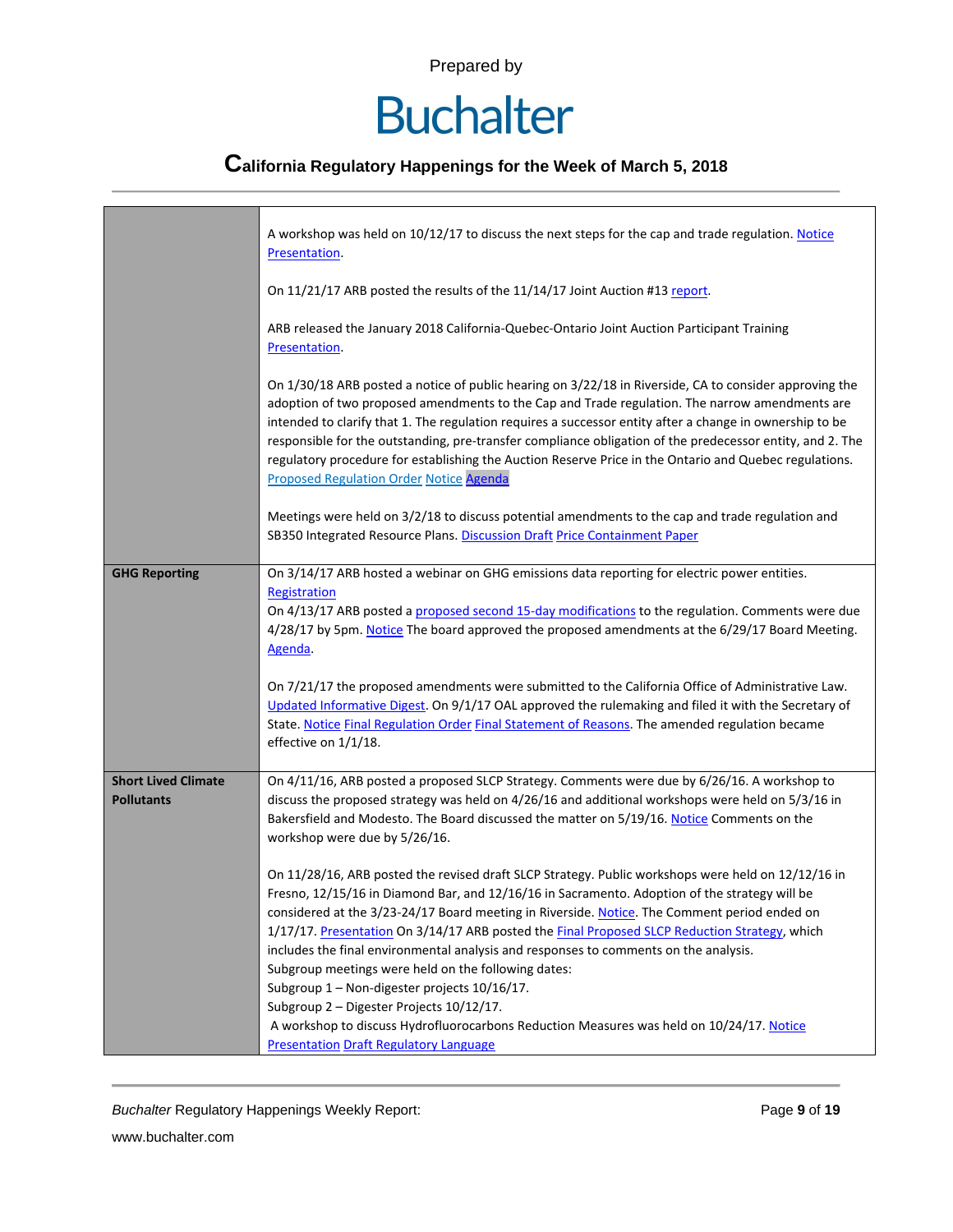| | |
|---|---|
| | A workshop was held on 10/12/17 to discuss the next steps for the cap and trade regulation. Notice Presentation.<br><br>On 11/21/17 ARB posted the results of the 11/14/17 Joint Auction #13 report.<br><br>ARB released the January 2018 California-Quebec-Ontario Joint Auction Participant Training Presentation.<br><br>On 1/30/18 ARB posted a notice of public hearing on 3/22/18 in Riverside, CA to consider approving the adoption of two proposed amendments to the Cap and Trade regulation. The narrow amendments are intended to clarify that 1. The regulation requires a successor entity after a change in ownership to be responsible for the outstanding, pre-transfer compliance obligation of the predecessor entity, and 2. The regulatory procedure for establishing the Auction Reserve Price in the Ontario and Quebec regulations. Proposed Regulation Order Notice Agenda<br><br>Meetings were held on 3/2/18 to discuss potential amendments to the cap and trade regulation and SB350 Integrated Resource Plans. Discussion Draft Price Containment Paper |
| **GHG Reporting** | On 3/14/17 ARB hosted a webinar on GHG emissions data reporting for electric power entities. Registration<br>On 4/13/17 ARB posted a proposed second 15-day modifications to the regulation. Comments were due 4/28/17 by 5pm. Notice The board approved the proposed amendments at the 6/29/17 Board Meeting. Agenda.<br><br>On 7/21/17 the proposed amendments were submitted to the California Office of Administrative Law. Updated Informative Digest. On 9/1/17 OAL approved the rulemaking and filed it with the Secretary of State. Notice Final Regulation Order Final Statement of Reasons. The amended regulation became effective on 1/1/18. |
| **Short Lived Climate Pollutants** | On 4/11/16, ARB posted a proposed SLCP Strategy. Comments were due by 6/26/16. A workshop to discuss the proposed strategy was held on 4/26/16 and additional workshops were held on 5/3/16 in Bakersfield and Modesto. The Board discussed the matter on 5/19/16. Notice Comments on the workshop were due by 5/26/16.<br><br>On 11/28/16, ARB posted the revised draft SLCP Strategy. Public workshops were held on 12/12/16 in Fresno, 12/15/16 in Diamond Bar, and 12/16/16 in Sacramento. Adoption of the strategy will be considered at the 3/23-24/17 Board meeting in Riverside. Notice. The Comment period ended on 1/17/17. Presentation On 3/14/17 ARB posted the Final Proposed SLCP Reduction Strategy, which includes the final environmental analysis and responses to comments on the analysis.<br>Subgroup meetings were held on the following dates:<br>Subgroup 1 – Non-digester projects 10/16/17.<br>Subgroup 2 – Digester Projects 10/12/17.<br>A workshop to discuss Hydrofluorocarbons Reduction Measures was held on 10/24/17. Notice Presentation Draft Regulatory Language |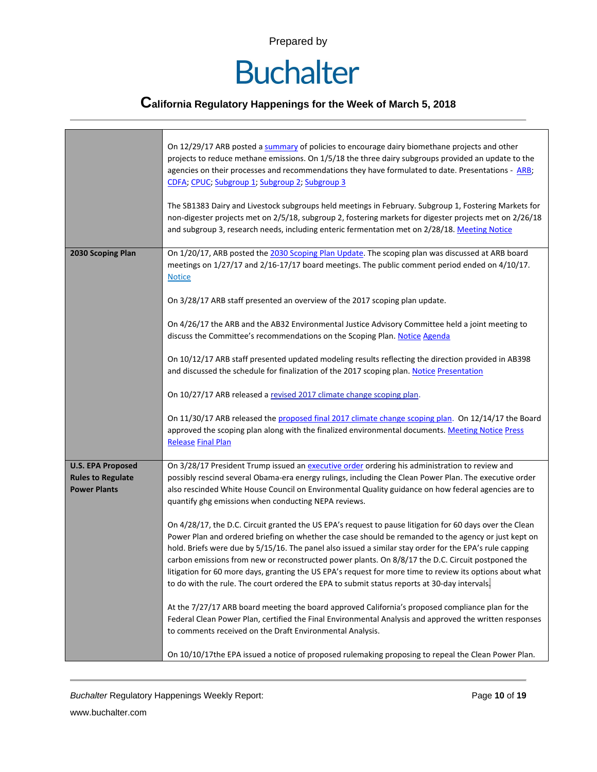| | |
|---|---|
| | On 12/29/17 ARB posted a summary of policies to encourage dairy biomethane projects and other projects to reduce methane emissions. On 1/5/18 the three dairy subgroups provided an update to the agencies on their processes and recommendations they have formulated to date. Presentations - ARB; CDFA; CPUC; Subgroup 1; Subgroup 2; Subgroup 3<br><br>The SB1383 Dairy and Livestock subgroups held meetings in February. Subgroup 1, Fostering Markets for non-digester projects met on 2/5/18, subgroup 2, fostering markets for digester projects met on 2/26/18 and subgroup 3, research needs, including enteric fermentation met on 2/28/18. Meeting Notice |
| **2030 Scoping Plan** | On 1/20/17, ARB posted the 2030 Scoping Plan Update. The scoping plan was discussed at ARB board meetings on 1/27/17 and 2/16-17/17 board meetings. The public comment period ended on 4/10/17. Notice<br><br>On 3/28/17 ARB staff presented an overview of the 2017 scoping plan update.<br><br>On 4/26/17 the ARB and the AB32 Environmental Justice Advisory Committee held a joint meeting to discuss the Committee's recommendations on the Scoping Plan. Notice Agenda<br><br>On 10/12/17 ARB staff presented updated modeling results reflecting the direction provided in AB398 and discussed the schedule for finalization of the 2017 scoping plan. Notice Presentation<br><br>On 10/27/17 ARB released a revised 2017 climate change scoping plan.<br><br>On 11/30/17 ARB released the proposed final 2017 climate change scoping plan. On 12/14/17 the Board approved the scoping plan along with the finalized environmental documents. Meeting Notice Press Release Final Plan |
| **U.S. EPA Proposed Rules to Regulate Power Plants** | On 3/28/17 President Trump issued an executive order ordering his administration to review and possibly rescind several Obama-era energy rulings, including the Clean Power Plan. The executive order also rescinded White House Council on Environmental Quality guidance on how federal agencies are to quantify ghg emissions when conducting NEPA reviews.<br><br>On 4/28/17, the D.C. Circuit granted the US EPA's request to pause litigation for 60 days over the Clean Power Plan and ordered briefing on whether the case should be remanded to the agency or just kept on hold. Briefs were due by 5/15/16. The panel also issued a similar stay order for the EPA's rule capping carbon emissions from new or reconstructed power plants. On 8/8/17 the D.C. Circuit postponed the litigation for 60 more days, granting the US EPA's request for more time to review its options about what to do with the rule. The court ordered the EPA to submit status reports at 30-day intervals.<br><br>At the 7/27/17 ARB board meeting the board approved California's proposed compliance plan for the Federal Clean Power Plan, certified the Final Environmental Analysis and approved the written responses to comments received on the Draft Environmental Analysis.<br><br>On 10/10/17the EPA issued a notice of proposed rulemaking proposing to repeal the Clean Power Plan. |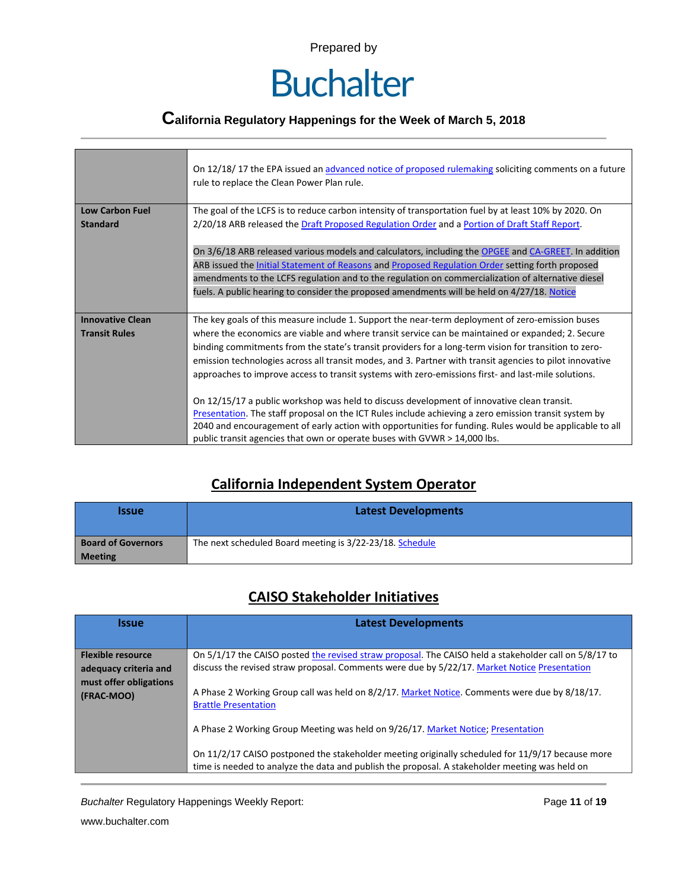| | |
|---|---|
| | On 12/18/ 17 the EPA issued an advanced notice of proposed rulemaking soliciting comments on a future rule to replace the Clean Power Plan rule. |
| **Low Carbon Fuel Standard** | The goal of the LCFS is to reduce carbon intensity of transportation fuel by at least 10% by 2020. On 2/20/18 ARB released the Draft Proposed Regulation Order and a Portion of Draft Staff Report.<br><br>On 3/6/18 ARB released various models and calculators, including the OPGEE and CA-GREET. In addition ARB issued the Initial Statement of Reasons and Proposed Regulation Order setting forth proposed amendments to the LCFS regulation and to the regulation on commercialization of alternative diesel fuels. A public hearing to consider the proposed amendments will be held on 4/27/18. Notice |
| **Innovative Clean Transit Rules** | The key goals of this measure include 1. Support the near-term deployment of zero-emission buses where the economics are viable and where transit service can be maintained or expanded; 2. Secure binding commitments from the state's transit providers for a long-term vision for transition to zero-emission technologies across all transit modes, and 3. Partner with transit agencies to pilot innovative approaches to improve access to transit systems with zero-emissions first- and last-mile solutions.<br><br>On 12/15/17 a public workshop was held to discuss development of innovative clean transit. Presentation. The staff proposal on the ICT Rules include achieving a zero emission transit system by 2040 and encouragement of early action with opportunities for funding. Rules would be applicable to all public transit agencies that own or operate buses with GVWR > 14,000 lbs. |

## California Independent System Operator

| Issue | Latest Developments |
|---|---|
| **Board of Governors Meeting** | The next scheduled Board meeting is 3/22-23/18. Schedule |

## CAISO Stakeholder Initiatives

| Issue | Latest Developments |
|---|---|
| **Flexible resource adequacy criteria and must offer obligations (FRAC-MOO)** | On 5/1/17 the CAISO posted the revised straw proposal. The CAISO held a stakeholder call on 5/8/17 to discuss the revised straw proposal. Comments were due by 5/22/17. Market Notice Presentation<br><br>A Phase 2 Working Group call was held on 8/2/17. Market Notice. Comments were due by 8/18/17. Brattle Presentation<br><br>A Phase 2 Working Group Meeting was held on 9/26/17. Market Notice; Presentation<br><br>On 11/2/17 CAISO postponed the stakeholder meeting originally scheduled for 11/9/17 because more time is needed to analyze the data and publish the proposal. A stakeholder meeting was held on |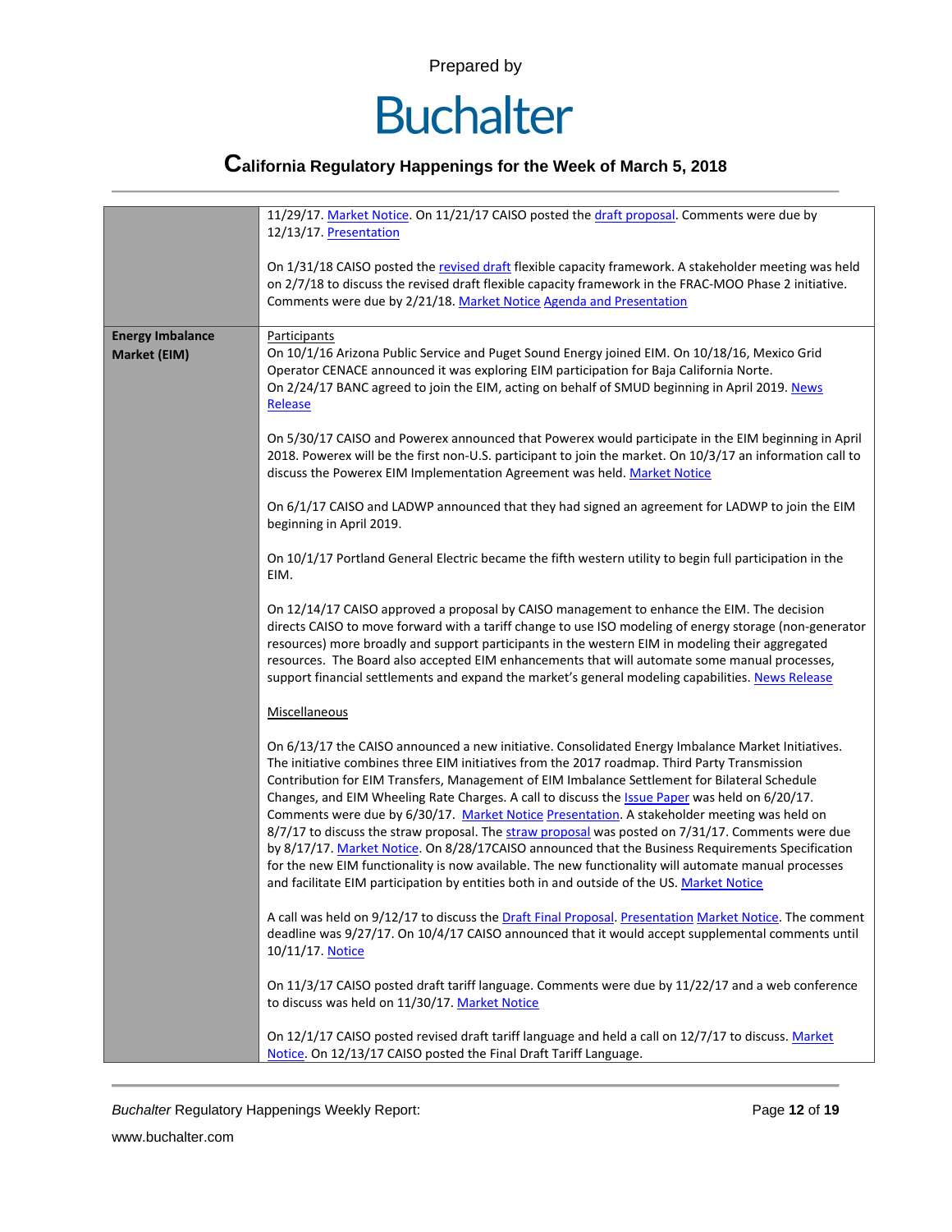| | |
|---|---|
| | 11/29/17. Market Notice. On 11/21/17 CAISO posted the draft proposal. Comments were due by 12/13/17. Presentation<br><br>On 1/31/18 CAISO posted the revised draft flexible capacity framework. A stakeholder meeting was held on 2/7/18 to discuss the revised draft flexible capacity framework in the FRAC-MOO Phase 2 initiative. Comments were due by 2/21/18. Market Notice Agenda and Presentation |
| **Energy Imbalance Market (EIM)** | Participants<br>On 10/1/16 Arizona Public Service and Puget Sound Energy joined EIM. On 10/18/16, Mexico Grid Operator CENACE announced it was exploring EIM participation for Baja California Norte.<br>On 2/24/17 BANC agreed to join the EIM, acting on behalf of SMUD beginning in April 2019. News Release<br><br>On 5/30/17 CAISO and Powerex announced that Powerex would participate in the EIM beginning in April 2018. Powerex will be the first non-U.S. participant to join the market. On 10/3/17 an information call to discuss the Powerex EIM Implementation Agreement was held. Market Notice<br><br>On 6/1/17 CAISO and LADWP announced that they had signed an agreement for LADWP to join the EIM beginning in April 2019.<br><br>On 10/1/17 Portland General Electric became the fifth western utility to begin full participation in the EIM.<br><br>On 12/14/17 CAISO approved a proposal by CAISO management to enhance the EIM. The decision directs CAISO to move forward with a tariff change to use ISO modeling of energy storage (non-generator resources) more broadly and support participants in the western EIM in modeling their aggregated resources. The Board also accepted EIM enhancements that will automate some manual processes, support financial settlements and expand the market's general modeling capabilities. News Release<br><br>Miscellaneous<br><br>On 6/13/17 the CAISO announced a new initiative. Consolidated Energy Imbalance Market Initiatives. The initiative combines three EIM initiatives from the 2017 roadmap. Third Party Transmission Contribution for EIM Transfers, Management of EIM Imbalance Settlement for Bilateral Schedule Changes, and EIM Wheeling Rate Charges. A call to discuss the Issue Paper was held on 6/20/17. Comments were due by 6/30/17. Market Notice Presentation. A stakeholder meeting was held on 8/7/17 to discuss the straw proposal. The straw proposal was posted on 7/31/17. Comments were due by 8/17/17. Market Notice. On 8/28/17CAISO announced that the Business Requirements Specification for the new EIM functionality is now available. The new functionality will automate manual processes and facilitate EIM participation by entities both in and outside of the US. Market Notice<br><br>A call was held on 9/12/17 to discuss the Draft Final Proposal. Presentation Market Notice. The comment deadline was 9/27/17. On 10/4/17 CAISO announced that it would accept supplemental comments until 10/11/17. Notice<br><br>On 11/3/17 CAISO posted draft tariff language. Comments were due by 11/22/17 and a web conference to discuss was held on 11/30/17. Market Notice<br><br>On 12/1/17 CAISO posted revised draft tariff language and held a call on 12/7/17 to discuss. Market Notice. On 12/13/17 CAISO posted the Final Draft Tariff Language. |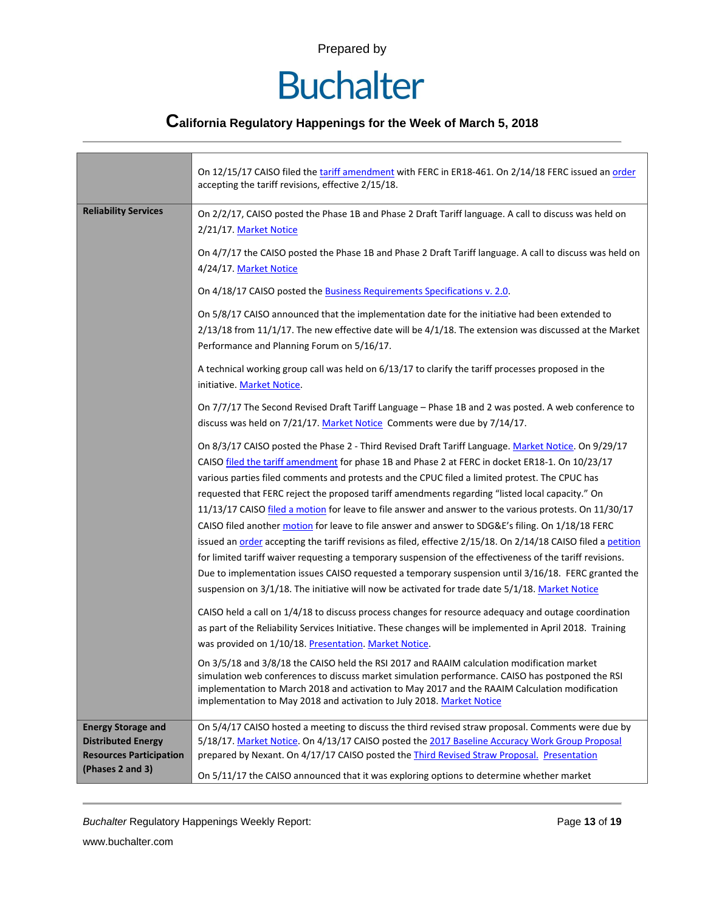| | |
|---|---|
| | On 12/15/17 CAISO filed the tariff amendment with FERC in ER18-461. On 2/14/18 FERC issued an order accepting the tariff revisions, effective 2/15/18. |
| **Reliability Services** | On 2/2/17, CAISO posted the Phase 1B and Phase 2 Draft Tariff language. A call to discuss was held on 2/21/17. Market Notice<br><br>On 4/7/17 the CAISO posted the Phase 1B and Phase 2 Draft Tariff language. A call to discuss was held on 4/24/17. Market Notice<br><br>On 4/18/17 CAISO posted the Business Requirements Specifications v. 2.0.<br><br>On 5/8/17 CAISO announced that the implementation date for the initiative had been extended to 2/13/18 from 11/1/17. The new effective date will be 4/1/18. The extension was discussed at the Market Performance and Planning Forum on 5/16/17.<br><br>A technical working group call was held on 6/13/17 to clarify the tariff processes proposed in the initiative. Market Notice.<br><br>On 7/7/17 The Second Revised Draft Tariff Language – Phase 1B and 2 was posted. A web conference to discuss was held on 7/21/17. Market Notice Comments were due by 7/14/17.<br><br>On 8/3/17 CAISO posted the Phase 2 - Third Revised Draft Tariff Language. Market Notice. On 9/29/17 CAISO filed the tariff amendment for phase 1B and Phase 2 at FERC in docket ER18-1. On 10/23/17 various parties filed comments and protests and the CPUC filed a limited protest. The CPUC has requested that FERC reject the proposed tariff amendments regarding "listed local capacity." On 11/13/17 CAISO filed a motion for leave to file answer and answer to the various protests. On 11/30/17 CAISO filed another motion for leave to file answer and answer to SDG&E's filing. On 1/18/18 FERC issued an order accepting the tariff revisions as filed, effective 2/15/18. On 2/14/18 CAISO filed a petition for limited tariff waiver requesting a temporary suspension of the effectiveness of the tariff revisions. Due to implementation issues CAISO requested a temporary suspension until 3/16/18. FERC granted the suspension on 3/1/18. The initiative will now be activated for trade date 5/1/18. Market Notice<br><br>CAISO held a call on 1/4/18 to discuss process changes for resource adequacy and outage coordination as part of the Reliability Services Initiative. These changes will be implemented in April 2018. Training was provided on 1/10/18. Presentation. Market Notice.<br><br>On 3/5/18 and 3/8/18 the CAISO held the RSI 2017 and RAAIM calculation modification market simulation web conferences to discuss market simulation performance. CAISO has postponed the RSI implementation to March 2018 and activation to May 2017 and the RAAIM Calculation modification implementation to May 2018 and activation to July 2018. Market Notice |
| **Energy Storage and Distributed Energy Resources Participation (Phases 2 and 3)** | On 5/4/17 CAISO hosted a meeting to discuss the third revised straw proposal. Comments were due by 5/18/17. Market Notice. On 4/13/17 CAISO posted the 2017 Baseline Accuracy Work Group Proposal prepared by Nexant. On 4/17/17 CAISO posted the Third Revised Straw Proposal. Presentation<br><br>On 5/11/17 the CAISO announced that it was exploring options to determine whether market |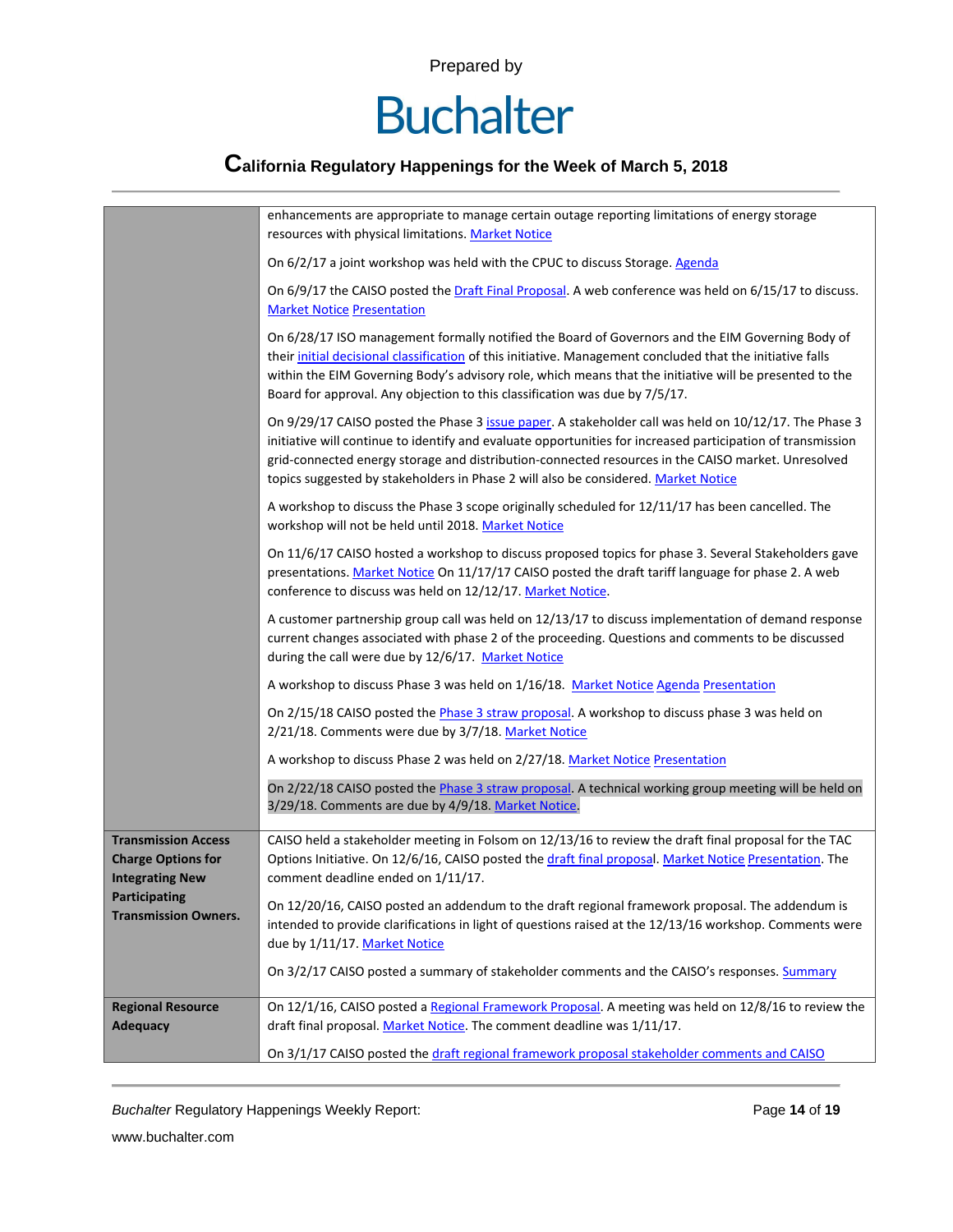| | |
|---|---|
| | enhancements are appropriate to manage certain outage reporting limitations of energy storage resources with physical limitations. Market Notice<br><br>On 6/2/17 a joint workshop was held with the CPUC to discuss Storage. Agenda<br><br>On 6/9/17 the CAISO posted the Draft Final Proposal. A web conference was held on 6/15/17 to discuss. Market Notice Presentation<br><br>On 6/28/17 ISO management formally notified the Board of Governors and the EIM Governing Body of their initial decisional classification of this initiative. Management concluded that the initiative falls within the EIM Governing Body's advisory role, which means that the initiative will be presented to the Board for approval. Any objection to this classification was due by 7/5/17.<br><br>On 9/29/17 CAISO posted the Phase 3 issue paper. A stakeholder call was held on 10/12/17. The Phase 3 initiative will continue to identify and evaluate opportunities for increased participation of transmission grid-connected energy storage and distribution-connected resources in the CAISO market. Unresolved topics suggested by stakeholders in Phase 2 will also be considered. Market Notice<br><br>A workshop to discuss the Phase 3 scope originally scheduled for 12/11/17 has been cancelled. The workshop will not be held until 2018. Market Notice<br><br>On 11/6/17 CAISO hosted a workshop to discuss proposed topics for phase 3. Several Stakeholders gave presentations. Market Notice On 11/17/17 CAISO posted the draft tariff language for phase 2. A web conference to discuss was held on 12/12/17. Market Notice.<br><br>A customer partnership group call was held on 12/13/17 to discuss implementation of demand response current changes associated with phase 2 of the proceeding. Questions and comments to be discussed during the call were due by 12/6/17. Market Notice<br><br>A workshop to discuss Phase 3 was held on 1/16/18. Market Notice Agenda Presentation<br><br>On 2/15/18 CAISO posted the Phase 3 straw proposal. A workshop to discuss phase 3 was held on 2/21/18. Comments were due by 3/7/18. Market Notice<br><br>A workshop to discuss Phase 2 was held on 2/27/18. Market Notice Presentation<br><br>On 2/22/18 CAISO posted the Phase 3 straw proposal. A technical working group meeting will be held on 3/29/18. Comments are due by 4/9/18. Market Notice. |
| **Transmission Access Charge Options for Integrating New Participating Transmission Owners.** | CAISO held a stakeholder meeting in Folsom on 12/13/16 to review the draft final proposal for the TAC Options Initiative. On 12/6/16, CAISO posted the draft final proposal. Market Notice Presentation. The comment deadline ended on 1/11/17.<br><br>On 12/20/16, CAISO posted an addendum to the draft regional framework proposal. The addendum is intended to provide clarifications in light of questions raised at the 12/13/16 workshop. Comments were due by 1/11/17. Market Notice<br><br>On 3/2/17 CAISO posted a summary of stakeholder comments and the CAISO's responses. Summary |
| **Regional Resource Adequacy** | On 12/1/16, CAISO posted a Regional Framework Proposal. A meeting was held on 12/8/16 to review the draft final proposal. Market Notice. The comment deadline was 1/11/17.<br><br>On 3/1/17 CAISO posted the draft regional framework proposal stakeholder comments and CAISO |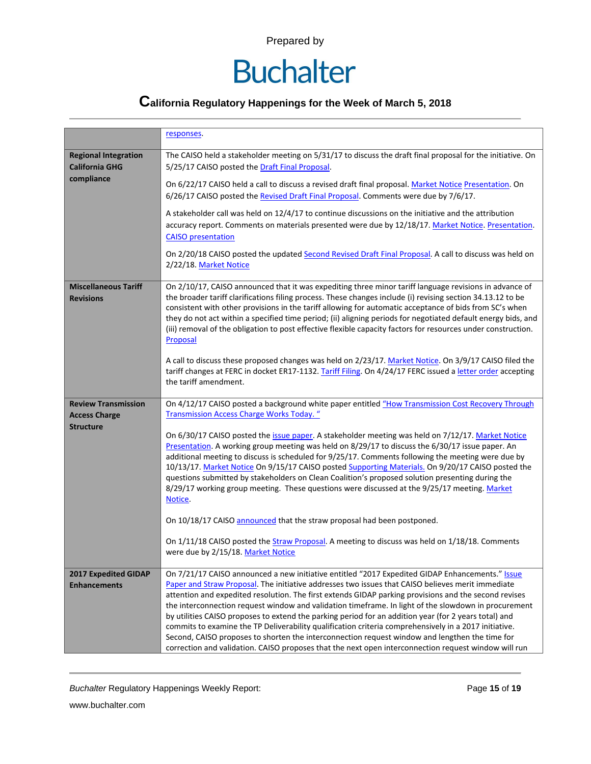| | |
|---|---|
| | responses. |
| **Regional Integration California GHG compliance** | The CAISO held a stakeholder meeting on 5/31/17 to discuss the draft final proposal for the initiative. On 5/25/17 CAISO posted the Draft Final Proposal.<br><br>On 6/22/17 CAISO held a call to discuss a revised draft final proposal. Market Notice Presentation. On 6/26/17 CAISO posted the Revised Draft Final Proposal. Comments were due by 7/6/17.<br><br>A stakeholder call was held on 12/4/17 to continue discussions on the initiative and the attribution accuracy report. Comments on materials presented were due by 12/18/17. Market Notice. Presentation. CAISO presentation<br><br>On 2/20/18 CAISO posted the updated Second Revised Draft Final Proposal. A call to discuss was held on 2/22/18. Market Notice |
| **Miscellaneous Tariff Revisions** | On 2/10/17, CAISO announced that it was expediting three minor tariff language revisions in advance of the broader tariff clarifications filing process. These changes include (i) revising section 34.13.12 to be consistent with other provisions in the tariff allowing for automatic acceptance of bids from SC's when they do not act within a specified time period; (ii) aligning periods for negotiated default energy bids, and (iii) removal of the obligation to post effective flexible capacity factors for resources under construction. Proposal<br><br>A call to discuss these proposed changes was held on 2/23/17. Market Notice. On 3/9/17 CAISO filed the tariff changes at FERC in docket ER17-1132. Tariff Filing. On 4/24/17 FERC issued a letter order accepting the tariff amendment. |
| **Review Transmission Access Charge Structure** | On 4/12/17 CAISO posted a background white paper entitled "How Transmission Cost Recovery Through Transmission Access Charge Works Today. "<br><br>On 6/30/17 CAISO posted the issue paper. A stakeholder meeting was held on 7/12/17. Market Notice Presentation. A working group meeting was held on 8/29/17 to discuss the 6/30/17 issue paper. An additional meeting to discuss is scheduled for 9/25/17. Comments following the meeting were due by 10/13/17. Market Notice On 9/15/17 CAISO posted Supporting Materials. On 9/20/17 CAISO posted the questions submitted by stakeholders on Clean Coalition's proposed solution presenting during the 8/29/17 working group meeting. These questions were discussed at the 9/25/17 meeting. Market Notice.<br><br>On 10/18/17 CAISO announced that the straw proposal had been postponed.<br><br>On 1/11/18 CAISO posted the Straw Proposal. A meeting to discuss was held on 1/18/18. Comments were due by 2/15/18. Market Notice |
| **2017 Expedited GIDAP Enhancements** | On 7/21/17 CAISO announced a new initiative entitled "2017 Expedited GIDAP Enhancements." Issue Paper and Straw Proposal. The initiative addresses two issues that CAISO believes merit immediate attention and expedited resolution. The first extends GIDAP parking provisions and the second revises the interconnection request window and validation timeframe. In light of the slowdown in procurement by utilities CAISO proposes to extend the parking period for an addition year (for 2 years total) and commits to examine the TP Deliverability qualification criteria comprehensively in a 2017 initiative. Second, CAISO proposes to shorten the interconnection request window and lengthen the time for correction and validation. CAISO proposes that the next open interconnection request window will run |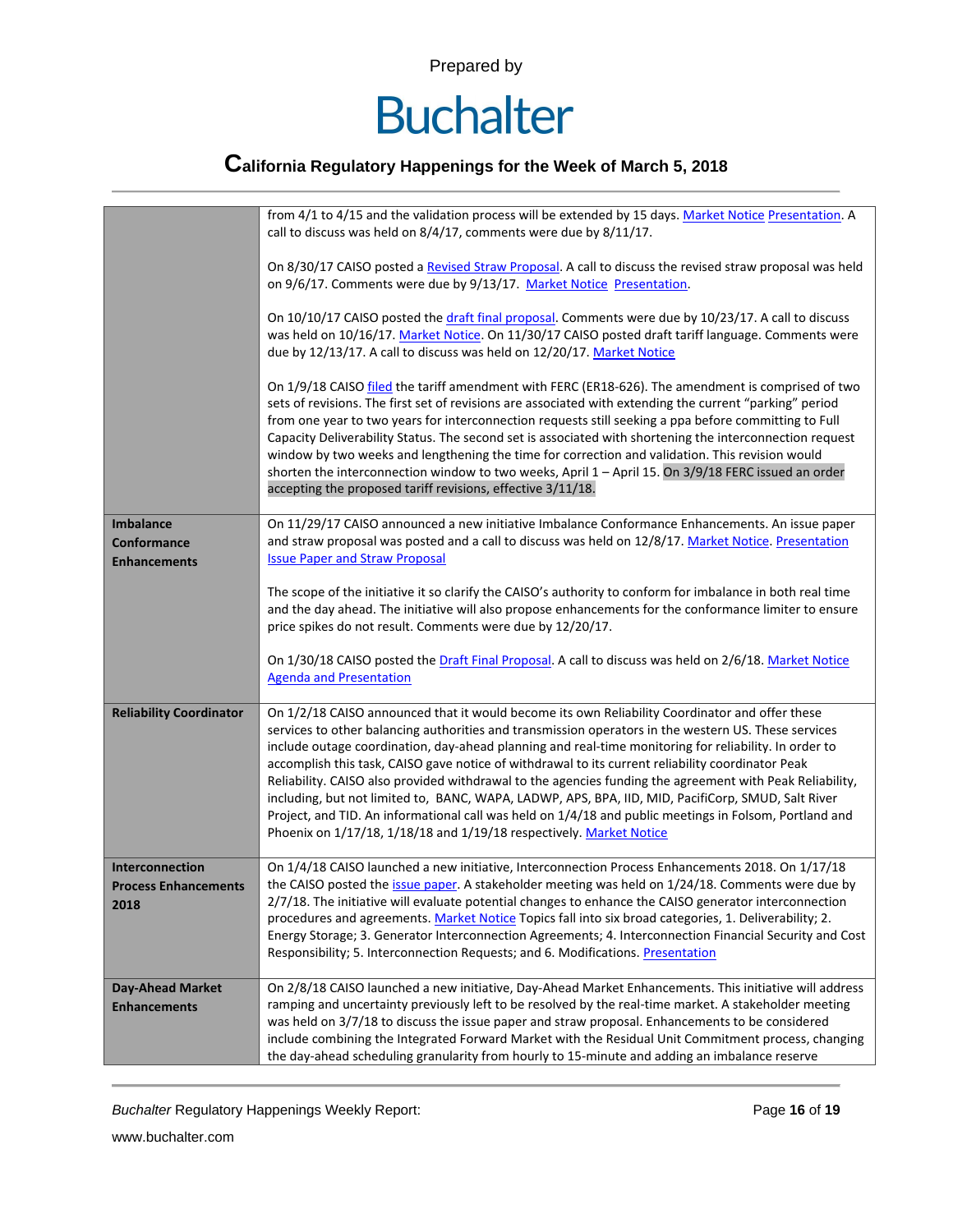| | |
|---|---|
| | from 4/1 to 4/15 and the validation process will be extended by 15 days. Market Notice Presentation. A call to discuss was held on 8/4/17, comments were due by 8/11/17.<br><br>On 8/30/17 CAISO posted a Revised Straw Proposal. A call to discuss the revised straw proposal was held on 9/6/17. Comments were due by 9/13/17. Market Notice Presentation.<br><br>On 10/10/17 CAISO posted the draft final proposal. Comments were due by 10/23/17. A call to discuss was held on 10/16/17. Market Notice. On 11/30/17 CAISO posted draft tariff language. Comments were due by 12/13/17. A call to discuss was held on 12/20/17. Market Notice<br><br>On 1/9/18 CAISO filed the tariff amendment with FERC (ER18-626). The amendment is comprised of two sets of revisions. The first set of revisions are associated with extending the current "parking" period from one year to two years for interconnection requests still seeking a ppa before committing to Full Capacity Deliverability Status. The second set is associated with shortening the interconnection request window by two weeks and lengthening the time for correction and validation. This revision would shorten the interconnection window to two weeks, April 1 – April 15. On 3/9/18 FERC issued an order accepting the proposed tariff revisions, effective 3/11/18. |
| **Imbalance Conformance Enhancements** | On 11/29/17 CAISO announced a new initiative Imbalance Conformance Enhancements. An issue paper and straw proposal was posted and a call to discuss was held on 12/8/17. Market Notice. Presentation Issue Paper and Straw Proposal<br><br>The scope of the initiative it so clarify the CAISO's authority to conform for imbalance in both real time and the day ahead. The initiative will also propose enhancements for the conformance limiter to ensure price spikes do not result. Comments were due by 12/20/17.<br><br>On 1/30/18 CAISO posted the Draft Final Proposal. A call to discuss was held on 2/6/18. Market Notice Agenda and Presentation |
| **Reliability Coordinator** | On 1/2/18 CAISO announced that it would become its own Reliability Coordinator and offer these services to other balancing authorities and transmission operators in the western US. These services include outage coordination, day-ahead planning and real-time monitoring for reliability. In order to accomplish this task, CAISO gave notice of withdrawal to its current reliability coordinator Peak Reliability. CAISO also provided withdrawal to the agencies funding the agreement with Peak Reliability, including, but not limited to, BANC, WAPA, LADWP, APS, BPA, IID, MID, PacifiCorp, SMUD, Salt River Project, and TID. An informational call was held on 1/4/18 and public meetings in Folsom, Portland and Phoenix on 1/17/18, 1/18/18 and 1/19/18 respectively. Market Notice |
| **Interconnection Process Enhancements 2018** | On 1/4/18 CAISO launched a new initiative, Interconnection Process Enhancements 2018. On 1/17/18 the CAISO posted the issue paper. A stakeholder meeting was held on 1/24/18. Comments were due by 2/7/18. The initiative will evaluate potential changes to enhance the CAISO generator interconnection procedures and agreements. Market Notice Topics fall into six broad categories, 1. Deliverability; 2. Energy Storage; 3. Generator Interconnection Agreements; 4. Interconnection Financial Security and Cost Responsibility; 5. Interconnection Requests; and 6. Modifications. Presentation |
| **Day-Ahead Market Enhancements** | On 2/8/18 CAISO launched a new initiative, Day-Ahead Market Enhancements. This initiative will address ramping and uncertainty previously left to be resolved by the real-time market. A stakeholder meeting was held on 3/7/18 to discuss the issue paper and straw proposal. Enhancements to be considered include combining the Integrated Forward Market with the Residual Unit Commitment process, changing the day-ahead scheduling granularity from hourly to 15-minute and adding an imbalance reserve |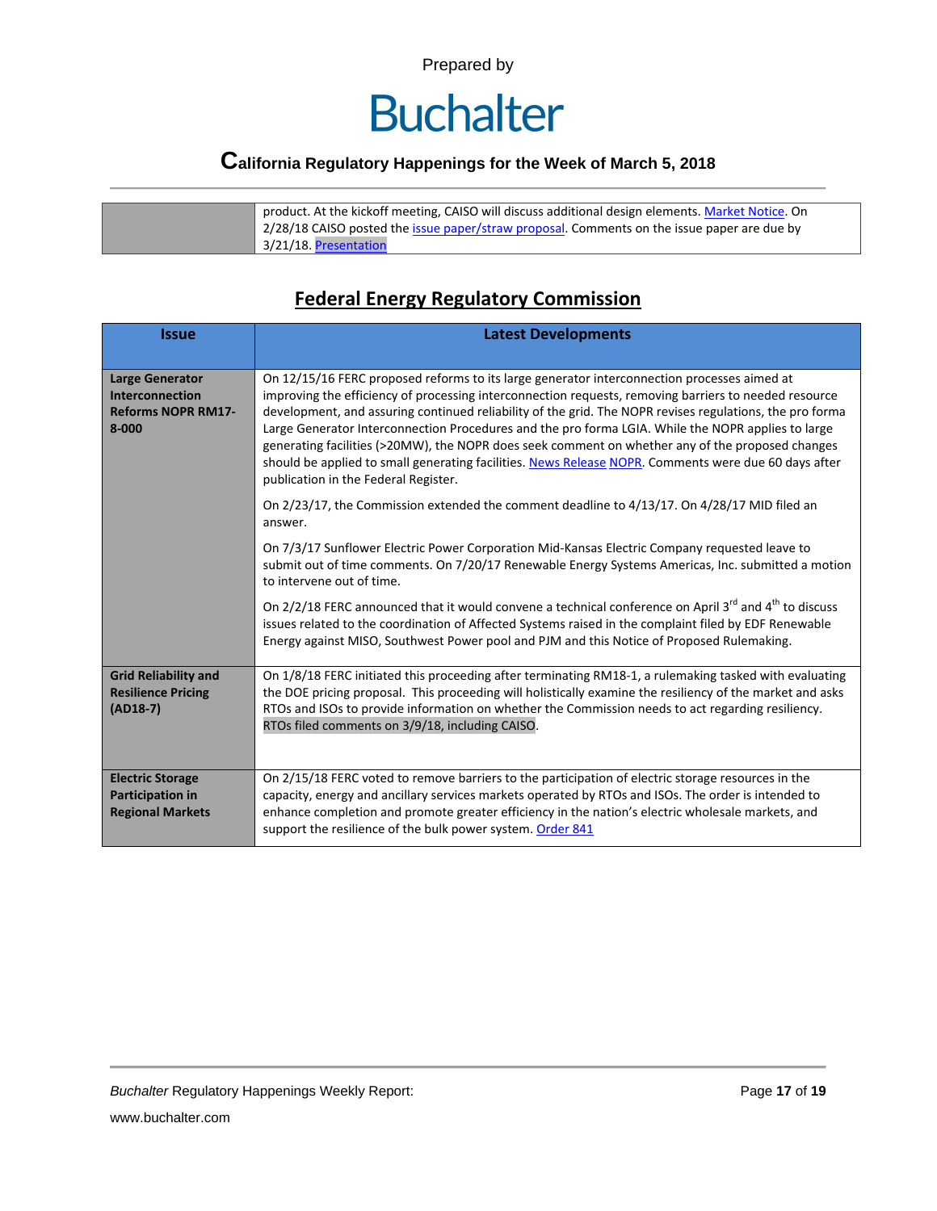| | |
|---|---|
| | product. At the kickoff meeting, CAISO will discuss additional design elements. Market Notice. On 2/28/18 CAISO posted the issue paper/straw proposal. Comments on the issue paper are due by 3/21/18. Presentation |

## Federal Energy Regulatory Commission

| Issue | Latest Developments |
|---|---|
| **Large Generator Interconnection Reforms NOPR RM17-8-000** | On 12/15/16 FERC proposed reforms to its large generator interconnection processes aimed at improving the efficiency of processing interconnection requests, removing barriers to needed resource development, and assuring continued reliability of the grid. The NOPR revises regulations, the pro forma Large Generator Interconnection Procedures and the pro forma LGIA. While the NOPR applies to large generating facilities (>20MW), the NOPR does seek comment on whether any of the proposed changes should be applied to small generating facilities. News Release NOPR. Comments were due 60 days after publication in the Federal Register.<br><br>On 2/23/17, the Commission extended the comment deadline to 4/13/17. On 4/28/17 MID filed an answer.<br><br>On 7/3/17 Sunflower Electric Power Corporation Mid-Kansas Electric Company requested leave to submit out of time comments. On 7/20/17 Renewable Energy Systems Americas, Inc. submitted a motion to intervene out of time.<br><br>On 2/2/18 FERC announced that it would convene a technical conference on April 3rd and 4th to discuss issues related to the coordination of Affected Systems raised in the complaint filed by EDF Renewable Energy against MISO, Southwest Power pool and PJM and this Notice of Proposed Rulemaking. |
| **Grid Reliability and Resilience Pricing (AD18-7)** | On 1/8/18 FERC initiated this proceeding after terminating RM18-1, a rulemaking tasked with evaluating the DOE pricing proposal. This proceeding will holistically examine the resiliency of the market and asks RTOs and ISOs to provide information on whether the Commission needs to act regarding resiliency. RTOs filed comments on 3/9/18, including CAISO. |
| **Electric Storage Participation in Regional Markets** | On 2/15/18 FERC voted to remove barriers to the participation of electric storage resources in the capacity, energy and ancillary services markets operated by RTOs and ISOs. The order is intended to enhance completion and promote greater efficiency in the nation's electric wholesale markets, and support the resilience of the bulk power system. Order 841 |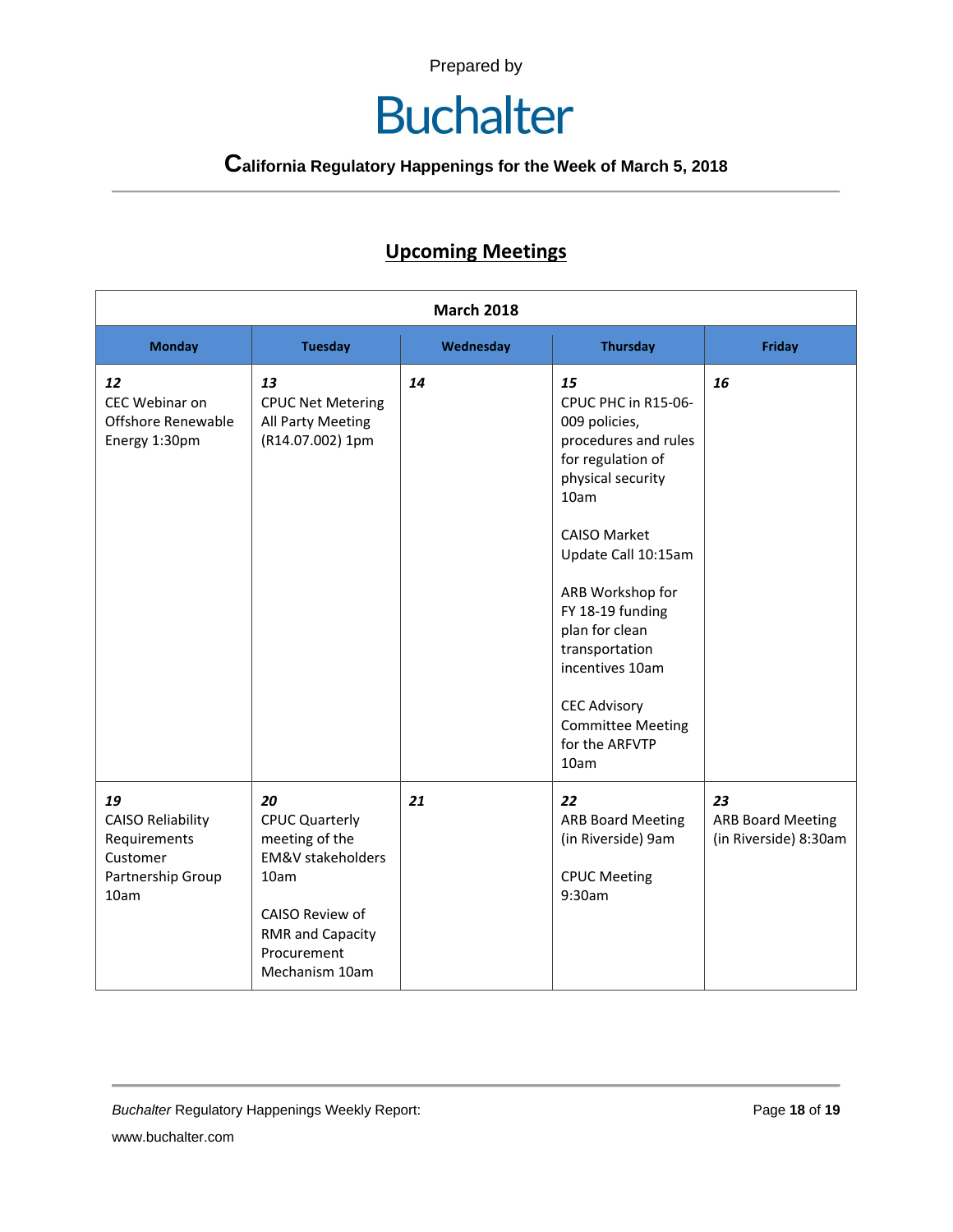Prepared by

# Buchalter

**California Regulatory Happenings for the Week of March 5, 2018**

## Upcoming Meetings

| March 2018 | | | | |
|---|---|---|---|---|
| **Monday** | **Tuesday** | **Wednesday** | **Thursday** | **Friday** |
| ***12*** CEC Webinar on Offshore Renewable Energy 1:30pm | ***13*** CPUC Net Metering All Party Meeting (R14.07.002) 1pm | ***14*** | ***15*** CPUC PHC in R15-06-009 policies, procedures and rules for regulation of physical security 10am<br><br>CAISO Market Update Call 10:15am<br><br>ARB Workshop for FY 18-19 funding plan for clean transportation incentives 10am<br><br>CEC Advisory Committee Meeting for the ARFVTP 10am | ***16*** |
| ***19*** CAISO Reliability Requirements Customer Partnership Group 10am | ***20*** CPUC Quarterly meeting of the EM&V stakeholders 10am<br><br>CAISO Review of RMR and Capacity Procurement Mechanism 10am | ***21*** | ***22*** ARB Board Meeting (in Riverside) 9am<br><br>CPUC Meeting 9:30am | ***23*** ARB Board Meeting (in Riverside) 8:30am |

*Buchalter* Regulatory Happenings Weekly Report:

www.buchalter.com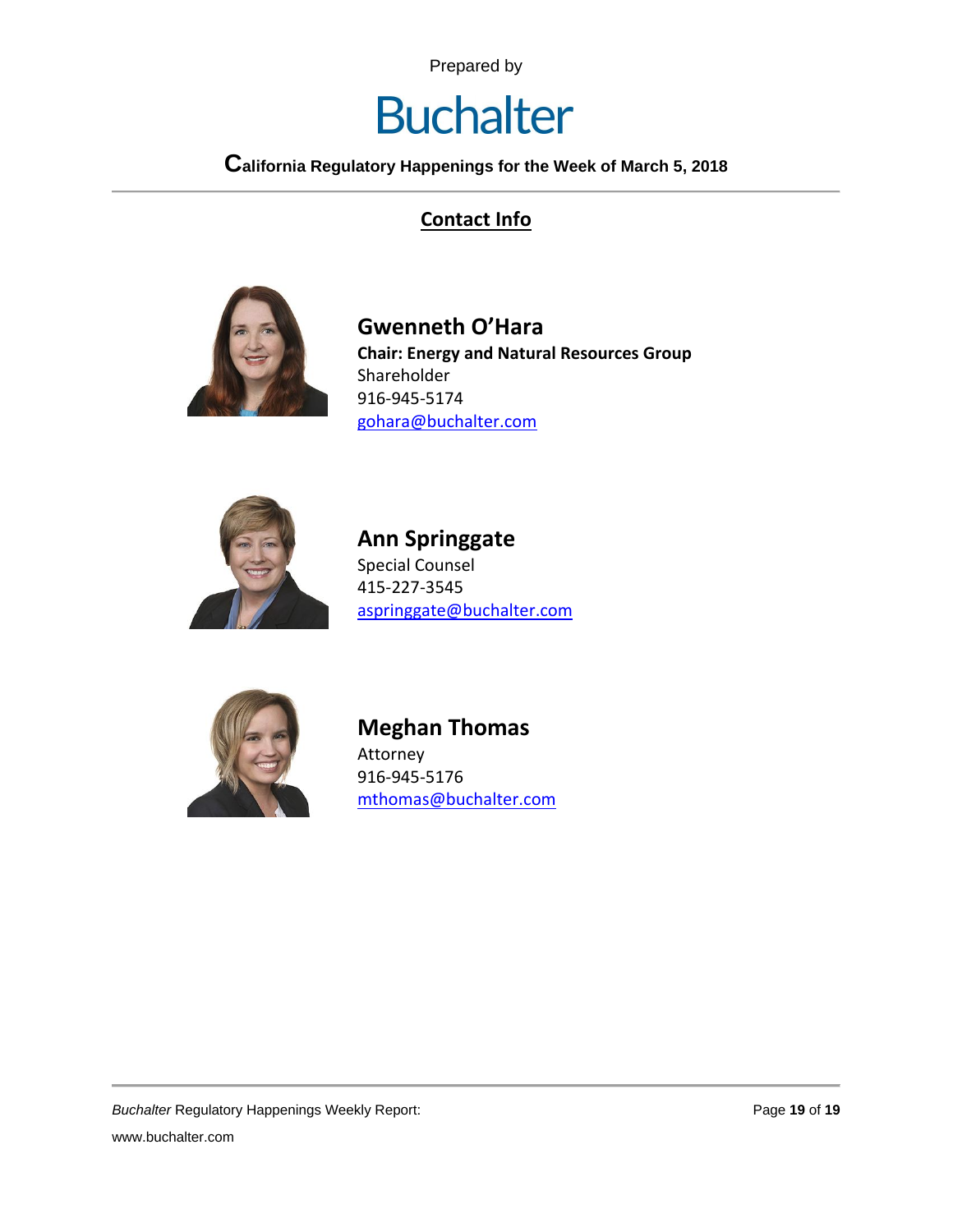Prepared by

# Buchalter

**California Regulatory Happenings for the Week of March 5, 2018**

## Contact Info

### Gwenneth O'Hara

**Chair: Energy and Natural Resources Group**
Shareholder
916-945-5174
gohara@buchalter.com

### Ann Springgate

Special Counsel
415-227-3545
aspringgate@buchalter.com

### Meghan Thomas

Attorney
916-945-5176
mthomas@buchalter.com